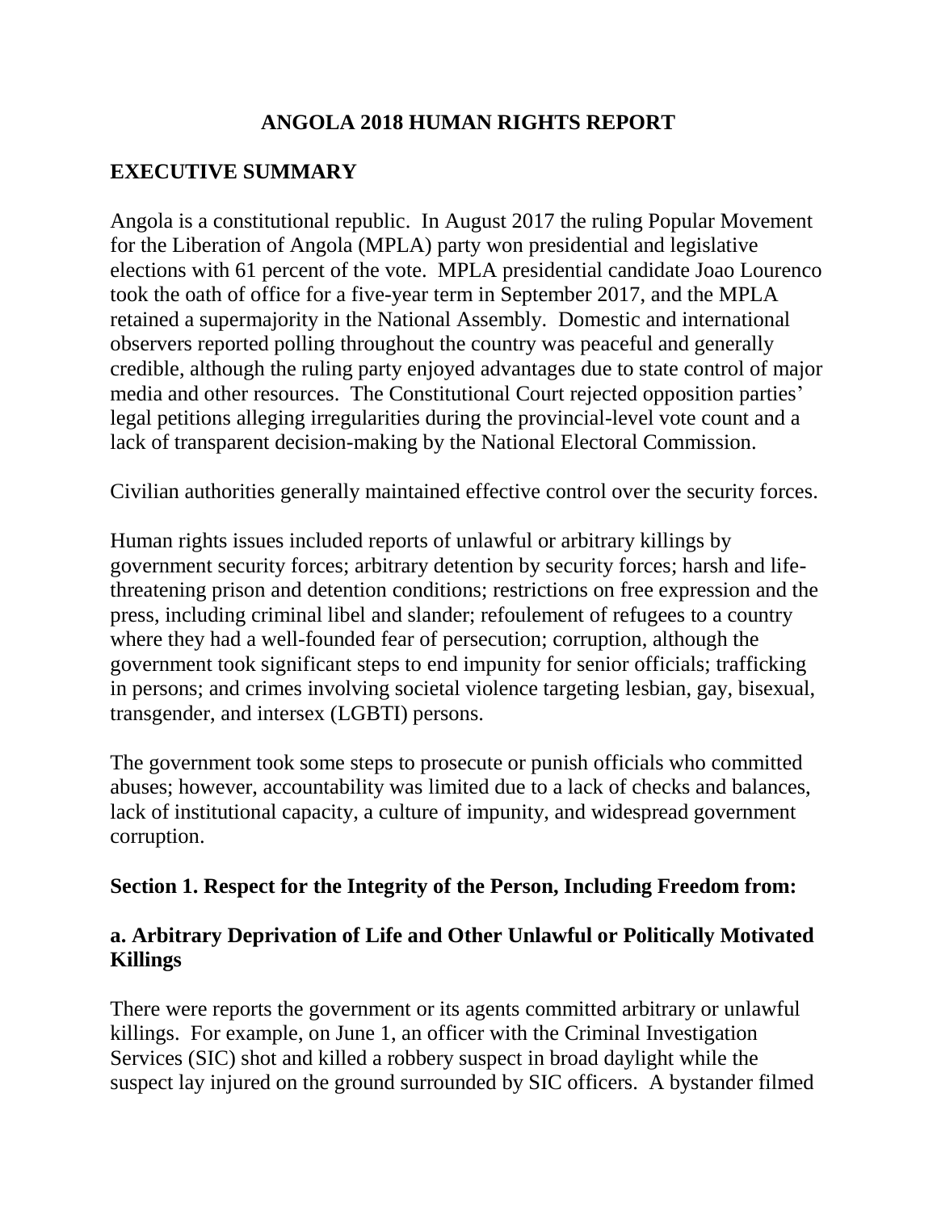# ANGOLA 2018 HUMAN RIGHTS REPORT

## EXECUTIVE SUMMARY

Angola is a constitutional republic. In August 2017 the ruling Popular Movement for the Liberation of Angola (MPLA) party won presidential and legislative elections with 61 percent of the vote. MPLA presidential candidate Joao Lourenco took the oath of office for a five-year term in September 2017, and the MPLA retained a supermajority in the National Assembly. Domestic and international observers reported polling throughout the country was peaceful and generally credible, although the ruling party enjoyed advantages due to state control of major media and other resources. The Constitutional Court rejected opposition parties' legal petitions alleging irregularities during the provincial-level vote count and a lack of transparent decision-making by the National Electoral Commission.

Civilian authorities generally maintained effective control over the security forces.

Human rights issues included reports of unlawful or arbitrary killings by government security forces; arbitrary detention by security forces; harsh and life-threatening prison and detention conditions; restrictions on free expression and the press, including criminal libel and slander; refoulement of refugees to a country where they had a well-founded fear of persecution; corruption, although the government took significant steps to end impunity for senior officials; trafficking in persons; and crimes involving societal violence targeting lesbian, gay, bisexual, transgender, and intersex (LGBTI) persons.

The government took some steps to prosecute or punish officials who committed abuses; however, accountability was limited due to a lack of checks and balances, lack of institutional capacity, a culture of impunity, and widespread government corruption.

## Section 1. Respect for the Integrity of the Person, Including Freedom from:

### a. Arbitrary Deprivation of Life and Other Unlawful or Politically Motivated Killings

There were reports the government or its agents committed arbitrary or unlawful killings. For example, on June 1, an officer with the Criminal Investigation Services (SIC) shot and killed a robbery suspect in broad daylight while the suspect lay injured on the ground surrounded by SIC officers. A bystander filmed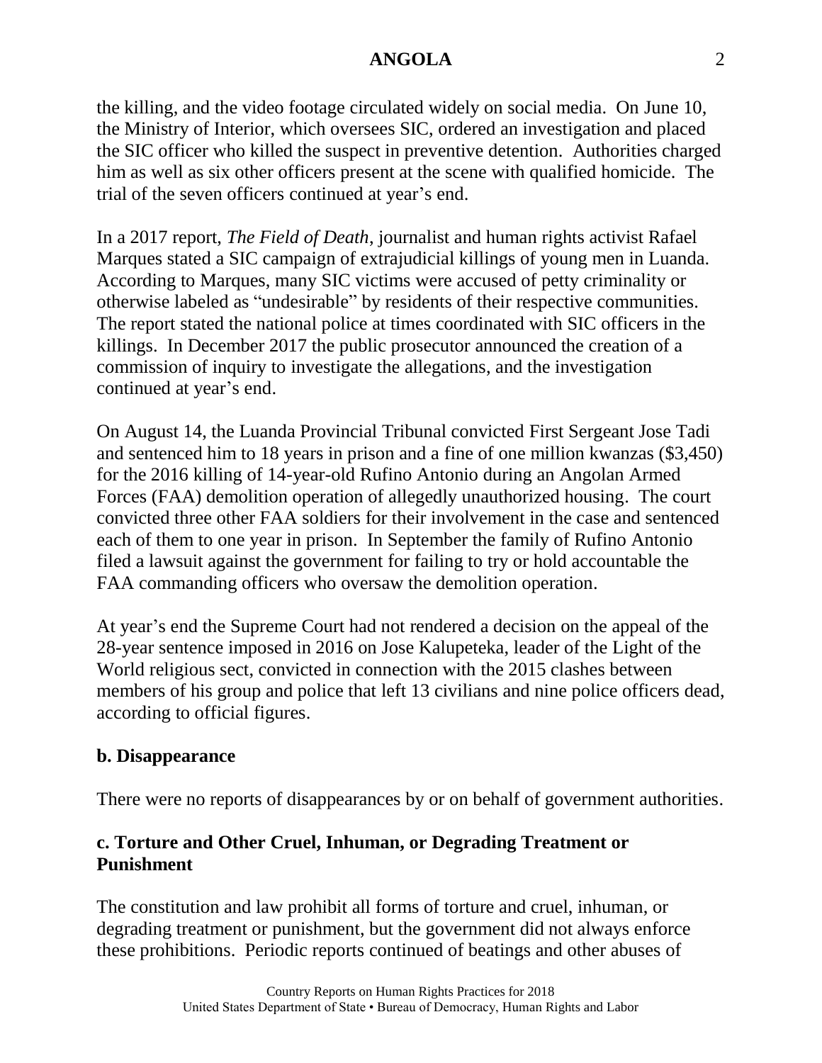the killing, and the video footage circulated widely on social media. On June 10, the Ministry of Interior, which oversees SIC, ordered an investigation and placed the SIC officer who killed the suspect in preventive detention. Authorities charged him as well as six other officers present at the scene with qualified homicide. The trial of the seven officers continued at year's end.

In a 2017 report, *The Field of Death*, journalist and human rights activist Rafael Marques stated a SIC campaign of extrajudicial killings of young men in Luanda. According to Marques, many SIC victims were accused of petty criminality or otherwise labeled as "undesirable" by residents of their respective communities. The report stated the national police at times coordinated with SIC officers in the killings. In December 2017 the public prosecutor announced the creation of a commission of inquiry to investigate the allegations, and the investigation continued at year's end.

On August 14, the Luanda Provincial Tribunal convicted First Sergeant Jose Tadi and sentenced him to 18 years in prison and a fine of one million kwanzas ($3,450) for the 2016 killing of 14-year-old Rufino Antonio during an Angolan Armed Forces (FAA) demolition operation of allegedly unauthorized housing. The court convicted three other FAA soldiers for their involvement in the case and sentenced each of them to one year in prison. In September the family of Rufino Antonio filed a lawsuit against the government for failing to try or hold accountable the FAA commanding officers who oversaw the demolition operation.

At year's end the Supreme Court had not rendered a decision on the appeal of the 28-year sentence imposed in 2016 on Jose Kalupeteka, leader of the Light of the World religious sect, convicted in connection with the 2015 clashes between members of his group and police that left 13 civilians and nine police officers dead, according to official figures.

### b. Disappearance

There were no reports of disappearances by or on behalf of government authorities.

### c. Torture and Other Cruel, Inhuman, or Degrading Treatment or Punishment

The constitution and law prohibit all forms of torture and cruel, inhuman, or degrading treatment or punishment, but the government did not always enforce these prohibitions. Periodic reports continued of beatings and other abuses of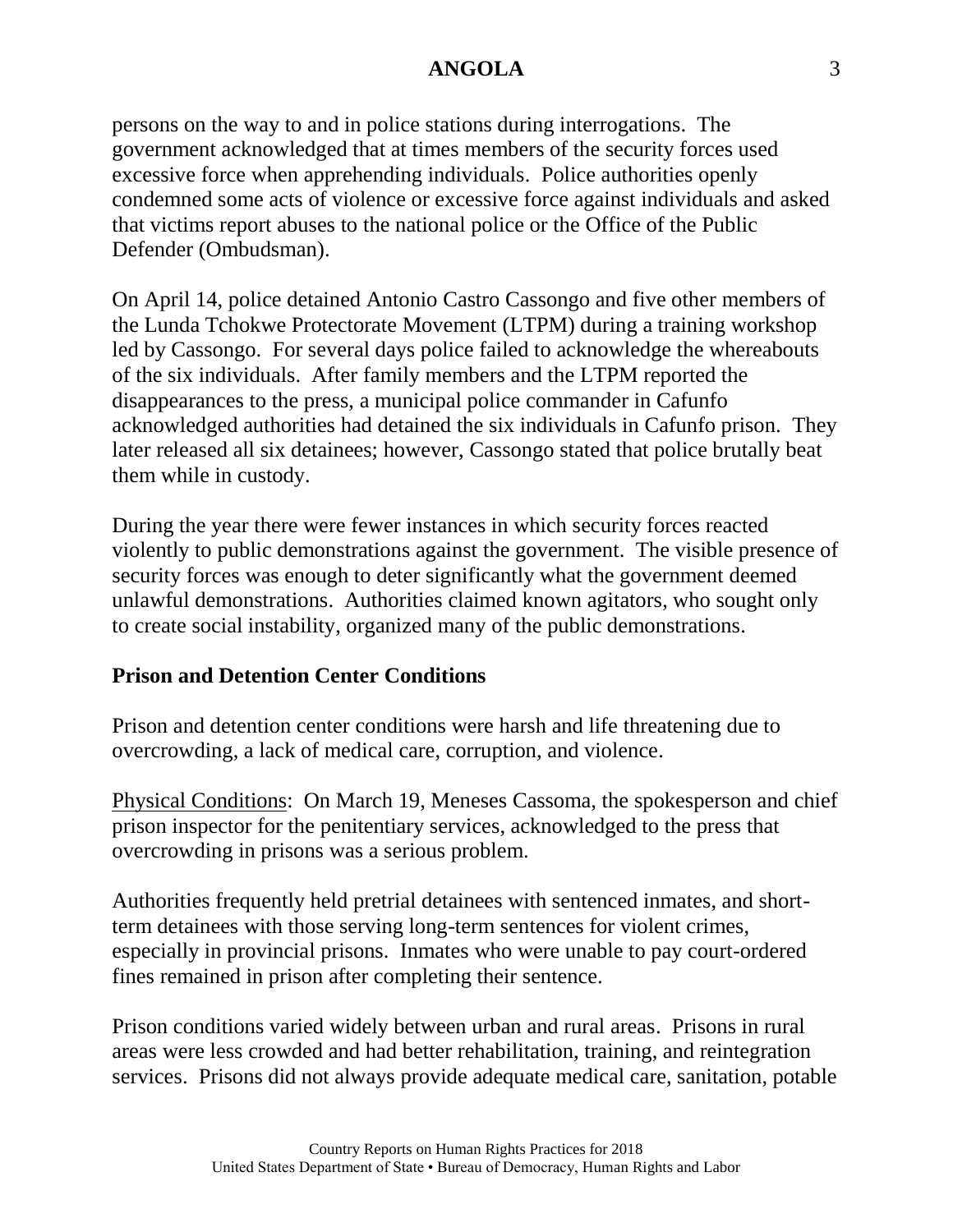persons on the way to and in police stations during interrogations. The government acknowledged that at times members of the security forces used excessive force when apprehending individuals. Police authorities openly condemned some acts of violence or excessive force against individuals and asked that victims report abuses to the national police or the Office of the Public Defender (Ombudsman).

On April 14, police detained Antonio Castro Cassongo and five other members of the Lunda Tchokwe Protectorate Movement (LTPM) during a training workshop led by Cassongo. For several days police failed to acknowledge the whereabouts of the six individuals. After family members and the LTPM reported the disappearances to the press, a municipal police commander in Cafunfo acknowledged authorities had detained the six individuals in Cafunfo prison. They later released all six detainees; however, Cassongo stated that police brutally beat them while in custody.

During the year there were fewer instances in which security forces reacted violently to public demonstrations against the government. The visible presence of security forces was enough to deter significantly what the government deemed unlawful demonstrations. Authorities claimed known agitators, who sought only to create social instability, organized many of the public demonstrations.

**Prison and Detention Center Conditions**

Prison and detention center conditions were harsh and life threatening due to overcrowding, a lack of medical care, corruption, and violence.

Physical Conditions: On March 19, Meneses Cassoma, the spokesperson and chief prison inspector for the penitentiary services, acknowledged to the press that overcrowding in prisons was a serious problem.

Authorities frequently held pretrial detainees with sentenced inmates, and short-term detainees with those serving long-term sentences for violent crimes, especially in provincial prisons. Inmates who were unable to pay court-ordered fines remained in prison after completing their sentence.

Prison conditions varied widely between urban and rural areas. Prisons in rural areas were less crowded and had better rehabilitation, training, and reintegration services. Prisons did not always provide adequate medical care, sanitation, potable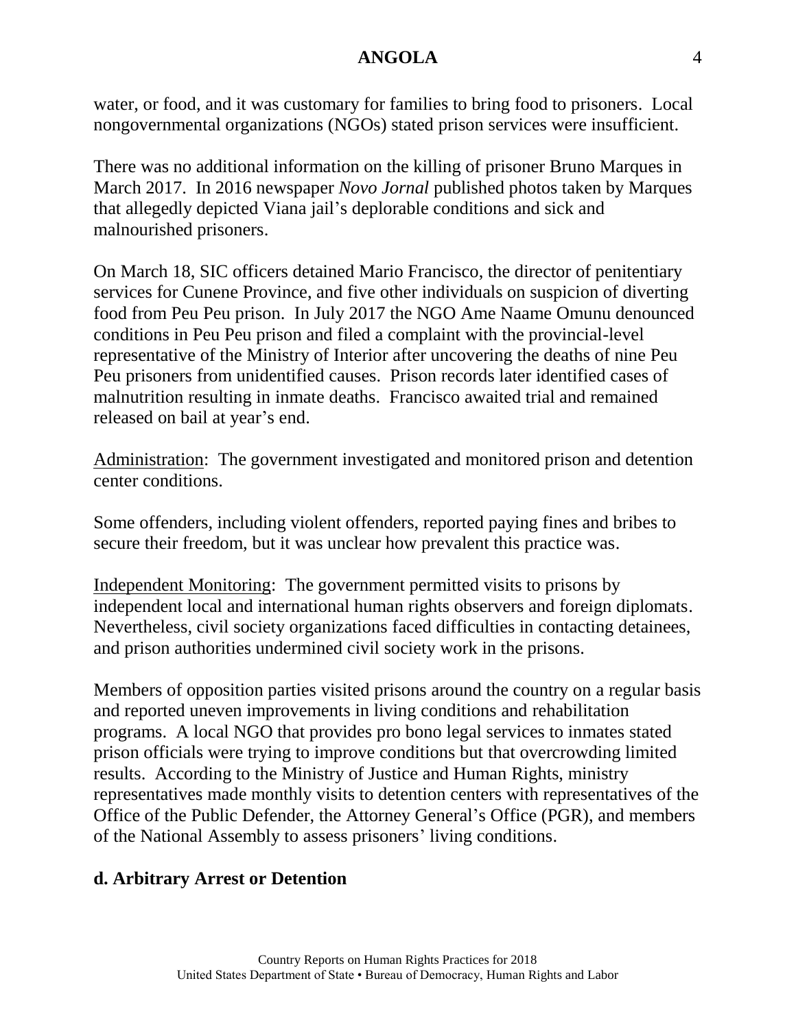water, or food, and it was customary for families to bring food to prisoners. Local nongovernmental organizations (NGOs) stated prison services were insufficient.

There was no additional information on the killing of prisoner Bruno Marques in March 2017. In 2016 newspaper *Novo Jornal* published photos taken by Marques that allegedly depicted Viana jail's deplorable conditions and sick and malnourished prisoners.

On March 18, SIC officers detained Mario Francisco, the director of penitentiary services for Cunene Province, and five other individuals on suspicion of diverting food from Peu Peu prison. In July 2017 the NGO Ame Naame Omunu denounced conditions in Peu Peu prison and filed a complaint with the provincial-level representative of the Ministry of Interior after uncovering the deaths of nine Peu Peu prisoners from unidentified causes. Prison records later identified cases of malnutrition resulting in inmate deaths. Francisco awaited trial and remained released on bail at year's end.

Administration: The government investigated and monitored prison and detention center conditions.

Some offenders, including violent offenders, reported paying fines and bribes to secure their freedom, but it was unclear how prevalent this practice was.

Independent Monitoring: The government permitted visits to prisons by independent local and international human rights observers and foreign diplomats. Nevertheless, civil society organizations faced difficulties in contacting detainees, and prison authorities undermined civil society work in the prisons.

Members of opposition parties visited prisons around the country on a regular basis and reported uneven improvements in living conditions and rehabilitation programs. A local NGO that provides pro bono legal services to inmates stated prison officials were trying to improve conditions but that overcrowding limited results. According to the Ministry of Justice and Human Rights, ministry representatives made monthly visits to detention centers with representatives of the Office of the Public Defender, the Attorney General's Office (PGR), and members of the National Assembly to assess prisoners' living conditions.

## d. Arbitrary Arrest or Detention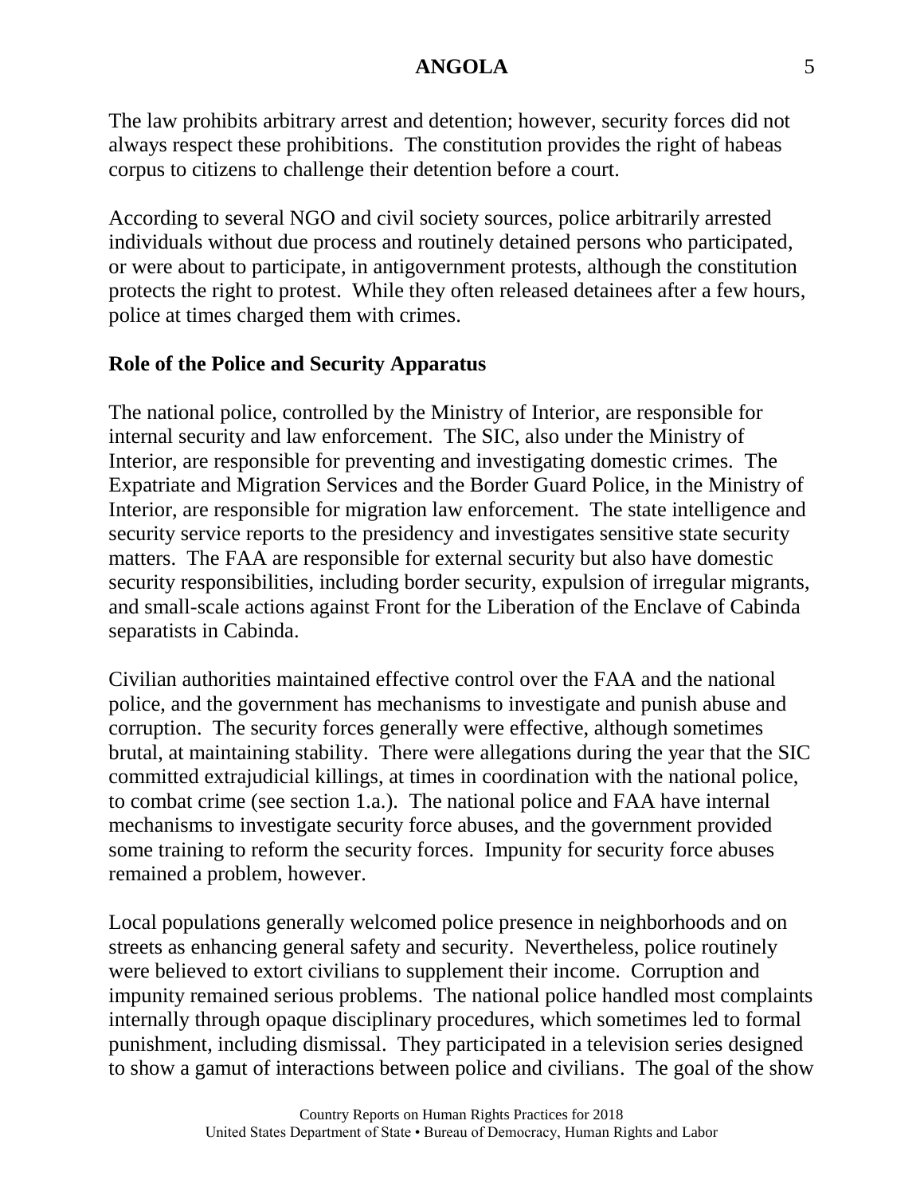The law prohibits arbitrary arrest and detention; however, security forces did not always respect these prohibitions. The constitution provides the right of habeas corpus to citizens to challenge their detention before a court.

According to several NGO and civil society sources, police arbitrarily arrested individuals without due process and routinely detained persons who participated, or were about to participate, in antigovernment protests, although the constitution protects the right to protest. While they often released detainees after a few hours, police at times charged them with crimes.

**Role of the Police and Security Apparatus**

The national police, controlled by the Ministry of Interior, are responsible for internal security and law enforcement. The SIC, also under the Ministry of Interior, are responsible for preventing and investigating domestic crimes. The Expatriate and Migration Services and the Border Guard Police, in the Ministry of Interior, are responsible for migration law enforcement. The state intelligence and security service reports to the presidency and investigates sensitive state security matters. The FAA are responsible for external security but also have domestic security responsibilities, including border security, expulsion of irregular migrants, and small-scale actions against Front for the Liberation of the Enclave of Cabinda separatists in Cabinda.

Civilian authorities maintained effective control over the FAA and the national police, and the government has mechanisms to investigate and punish abuse and corruption. The security forces generally were effective, although sometimes brutal, at maintaining stability. There were allegations during the year that the SIC committed extrajudicial killings, at times in coordination with the national police, to combat crime (see section 1.a.). The national police and FAA have internal mechanisms to investigate security force abuses, and the government provided some training to reform the security forces. Impunity for security force abuses remained a problem, however.

Local populations generally welcomed police presence in neighborhoods and on streets as enhancing general safety and security. Nevertheless, police routinely were believed to extort civilians to supplement their income. Corruption and impunity remained serious problems. The national police handled most complaints internally through opaque disciplinary procedures, which sometimes led to formal punishment, including dismissal. They participated in a television series designed to show a gamut of interactions between police and civilians. The goal of the show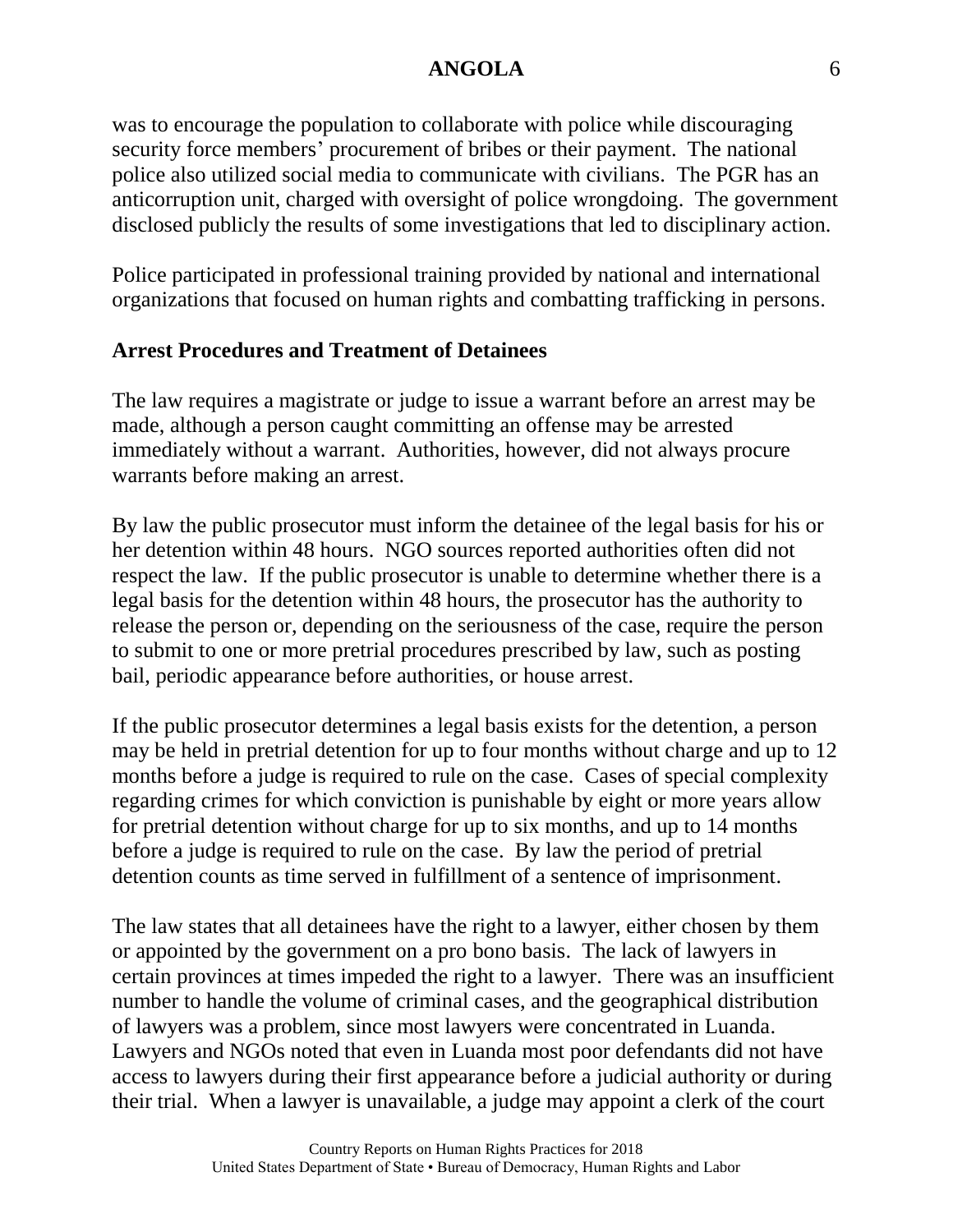was to encourage the population to collaborate with police while discouraging security force members' procurement of bribes or their payment. The national police also utilized social media to communicate with civilians. The PGR has an anticorruption unit, charged with oversight of police wrongdoing. The government disclosed publicly the results of some investigations that led to disciplinary action.

Police participated in professional training provided by national and international organizations that focused on human rights and combatting trafficking in persons.

**Arrest Procedures and Treatment of Detainees**

The law requires a magistrate or judge to issue a warrant before an arrest may be made, although a person caught committing an offense may be arrested immediately without a warrant. Authorities, however, did not always procure warrants before making an arrest.

By law the public prosecutor must inform the detainee of the legal basis for his or her detention within 48 hours. NGO sources reported authorities often did not respect the law. If the public prosecutor is unable to determine whether there is a legal basis for the detention within 48 hours, the prosecutor has the authority to release the person or, depending on the seriousness of the case, require the person to submit to one or more pretrial procedures prescribed by law, such as posting bail, periodic appearance before authorities, or house arrest.

If the public prosecutor determines a legal basis exists for the detention, a person may be held in pretrial detention for up to four months without charge and up to 12 months before a judge is required to rule on the case. Cases of special complexity regarding crimes for which conviction is punishable by eight or more years allow for pretrial detention without charge for up to six months, and up to 14 months before a judge is required to rule on the case. By law the period of pretrial detention counts as time served in fulfillment of a sentence of imprisonment.

The law states that all detainees have the right to a lawyer, either chosen by them or appointed by the government on a pro bono basis. The lack of lawyers in certain provinces at times impeded the right to a lawyer. There was an insufficient number to handle the volume of criminal cases, and the geographical distribution of lawyers was a problem, since most lawyers were concentrated in Luanda. Lawyers and NGOs noted that even in Luanda most poor defendants did not have access to lawyers during their first appearance before a judicial authority or during their trial. When a lawyer is unavailable, a judge may appoint a clerk of the court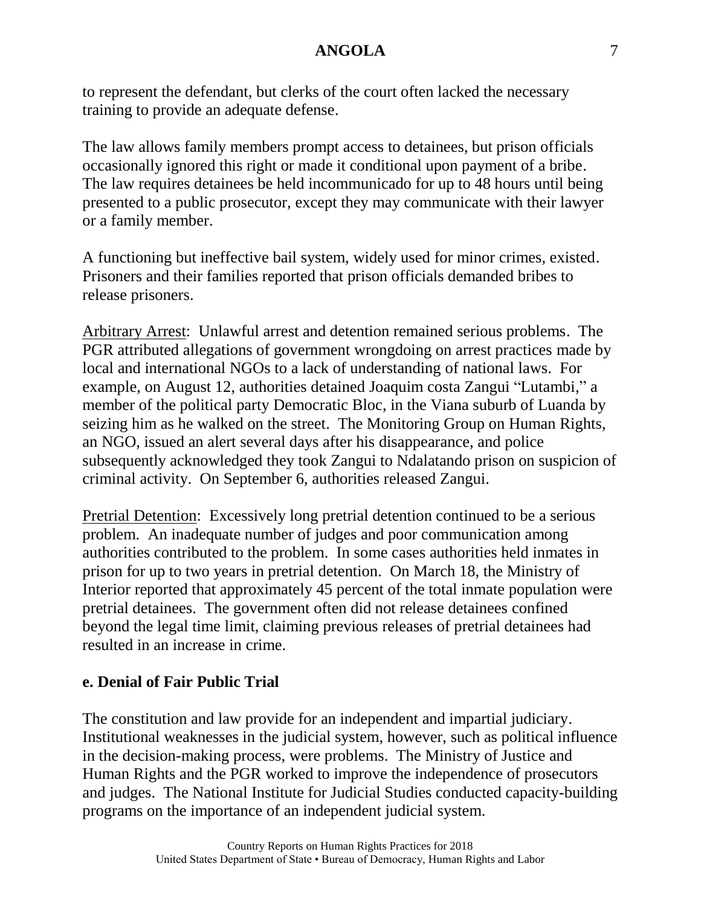to represent the defendant, but clerks of the court often lacked the necessary training to provide an adequate defense.

The law allows family members prompt access to detainees, but prison officials occasionally ignored this right or made it conditional upon payment of a bribe. The law requires detainees be held incommunicado for up to 48 hours until being presented to a public prosecutor, except they may communicate with their lawyer or a family member.

A functioning but ineffective bail system, widely used for minor crimes, existed. Prisoners and their families reported that prison officials demanded bribes to release prisoners.

Arbitrary Arrest: Unlawful arrest and detention remained serious problems. The PGR attributed allegations of government wrongdoing on arrest practices made by local and international NGOs to a lack of understanding of national laws. For example, on August 12, authorities detained Joaquim costa Zangui "Lutambi," a member of the political party Democratic Bloc, in the Viana suburb of Luanda by seizing him as he walked on the street. The Monitoring Group on Human Rights, an NGO, issued an alert several days after his disappearance, and police subsequently acknowledged they took Zangui to Ndalatando prison on suspicion of criminal activity. On September 6, authorities released Zangui.

Pretrial Detention: Excessively long pretrial detention continued to be a serious problem. An inadequate number of judges and poor communication among authorities contributed to the problem. In some cases authorities held inmates in prison for up to two years in pretrial detention. On March 18, the Ministry of Interior reported that approximately 45 percent of the total inmate population were pretrial detainees. The government often did not release detainees confined beyond the legal time limit, claiming previous releases of pretrial detainees had resulted in an increase in crime.

**e. Denial of Fair Public Trial**

The constitution and law provide for an independent and impartial judiciary. Institutional weaknesses in the judicial system, however, such as political influence in the decision-making process, were problems. The Ministry of Justice and Human Rights and the PGR worked to improve the independence of prosecutors and judges. The National Institute for Judicial Studies conducted capacity-building programs on the importance of an independent judicial system.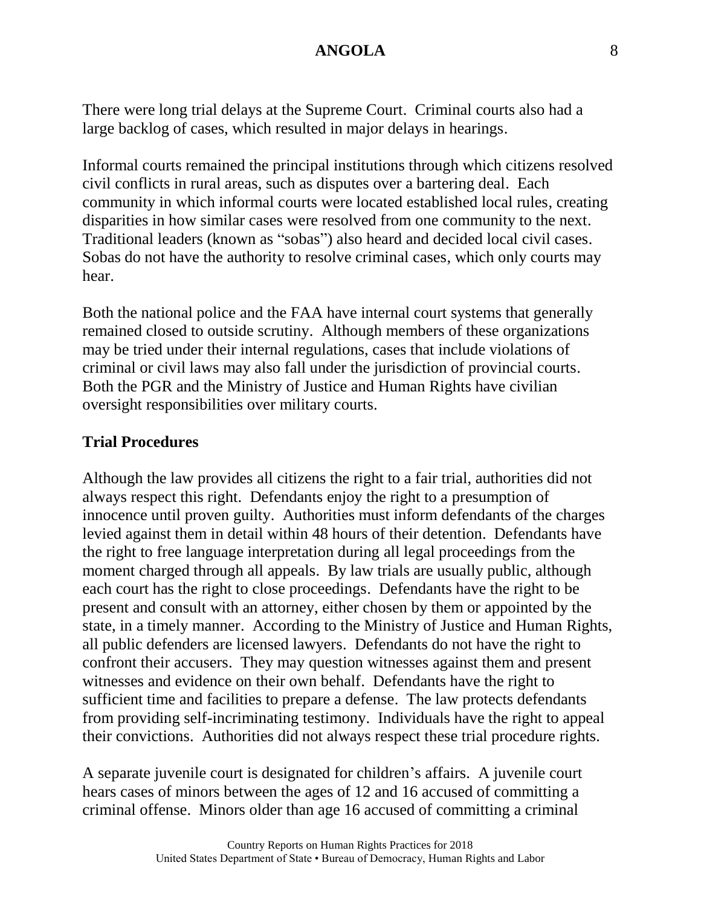There were long trial delays at the Supreme Court. Criminal courts also had a large backlog of cases, which resulted in major delays in hearings.

Informal courts remained the principal institutions through which citizens resolved civil conflicts in rural areas, such as disputes over a bartering deal. Each community in which informal courts were located established local rules, creating disparities in how similar cases were resolved from one community to the next. Traditional leaders (known as "sobas") also heard and decided local civil cases. Sobas do not have the authority to resolve criminal cases, which only courts may hear.

Both the national police and the FAA have internal court systems that generally remained closed to outside scrutiny. Although members of these organizations may be tried under their internal regulations, cases that include violations of criminal or civil laws may also fall under the jurisdiction of provincial courts. Both the PGR and the Ministry of Justice and Human Rights have civilian oversight responsibilities over military courts.

## Trial Procedures

Although the law provides all citizens the right to a fair trial, authorities did not always respect this right. Defendants enjoy the right to a presumption of innocence until proven guilty. Authorities must inform defendants of the charges levied against them in detail within 48 hours of their detention. Defendants have the right to free language interpretation during all legal proceedings from the moment charged through all appeals. By law trials are usually public, although each court has the right to close proceedings. Defendants have the right to be present and consult with an attorney, either chosen by them or appointed by the state, in a timely manner. According to the Ministry of Justice and Human Rights, all public defenders are licensed lawyers. Defendants do not have the right to confront their accusers. They may question witnesses against them and present witnesses and evidence on their own behalf. Defendants have the right to sufficient time and facilities to prepare a defense. The law protects defendants from providing self-incriminating testimony. Individuals have the right to appeal their convictions. Authorities did not always respect these trial procedure rights.

A separate juvenile court is designated for children's affairs. A juvenile court hears cases of minors between the ages of 12 and 16 accused of committing a criminal offense. Minors older than age 16 accused of committing a criminal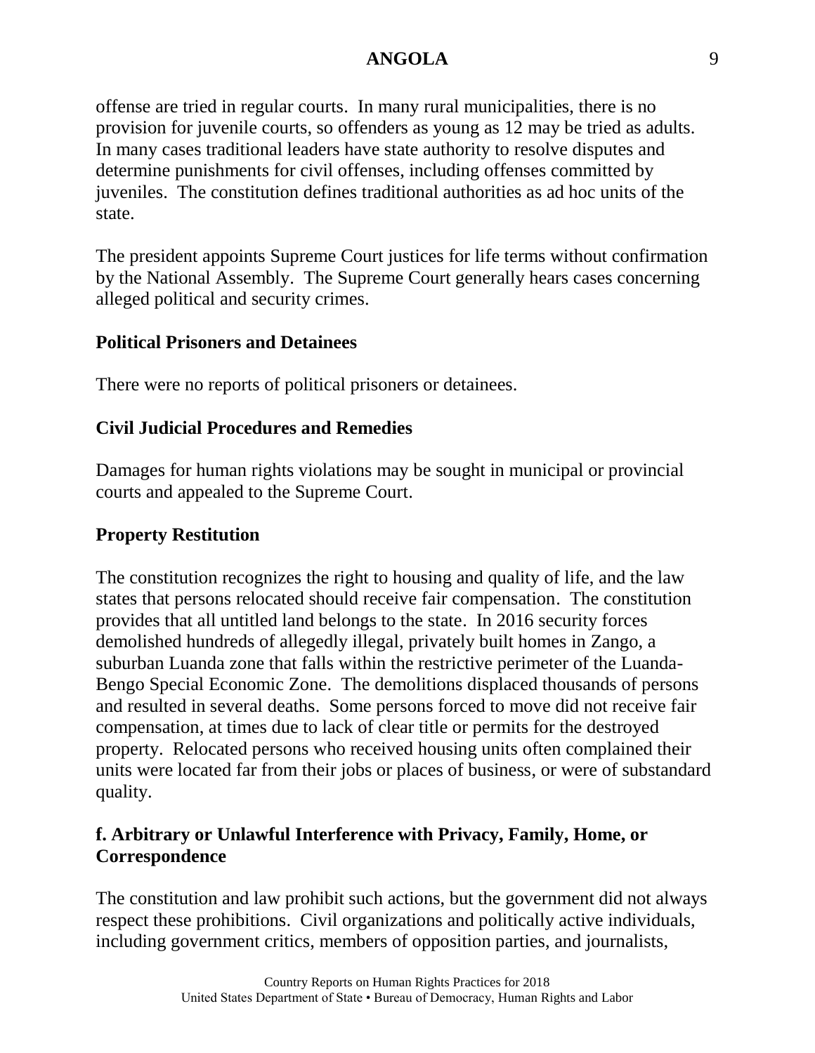offense are tried in regular courts. In many rural municipalities, there is no provision for juvenile courts, so offenders as young as 12 may be tried as adults. In many cases traditional leaders have state authority to resolve disputes and determine punishments for civil offenses, including offenses committed by juveniles. The constitution defines traditional authorities as ad hoc units of the state.

The president appoints Supreme Court justices for life terms without confirmation by the National Assembly. The Supreme Court generally hears cases concerning alleged political and security crimes.

### Political Prisoners and Detainees

There were no reports of political prisoners or detainees.

### Civil Judicial Procedures and Remedies

Damages for human rights violations may be sought in municipal or provincial courts and appealed to the Supreme Court.

### Property Restitution

The constitution recognizes the right to housing and quality of life, and the law states that persons relocated should receive fair compensation. The constitution provides that all untitled land belongs to the state. In 2016 security forces demolished hundreds of allegedly illegal, privately built homes in Zango, a suburban Luanda zone that falls within the restrictive perimeter of the Luanda-Bengo Special Economic Zone. The demolitions displaced thousands of persons and resulted in several deaths. Some persons forced to move did not receive fair compensation, at times due to lack of clear title or permits for the destroyed property. Relocated persons who received housing units often complained their units were located far from their jobs or places of business, or were of substandard quality.

## f. Arbitrary or Unlawful Interference with Privacy, Family, Home, or Correspondence

The constitution and law prohibit such actions, but the government did not always respect these prohibitions. Civil organizations and politically active individuals, including government critics, members of opposition parties, and journalists,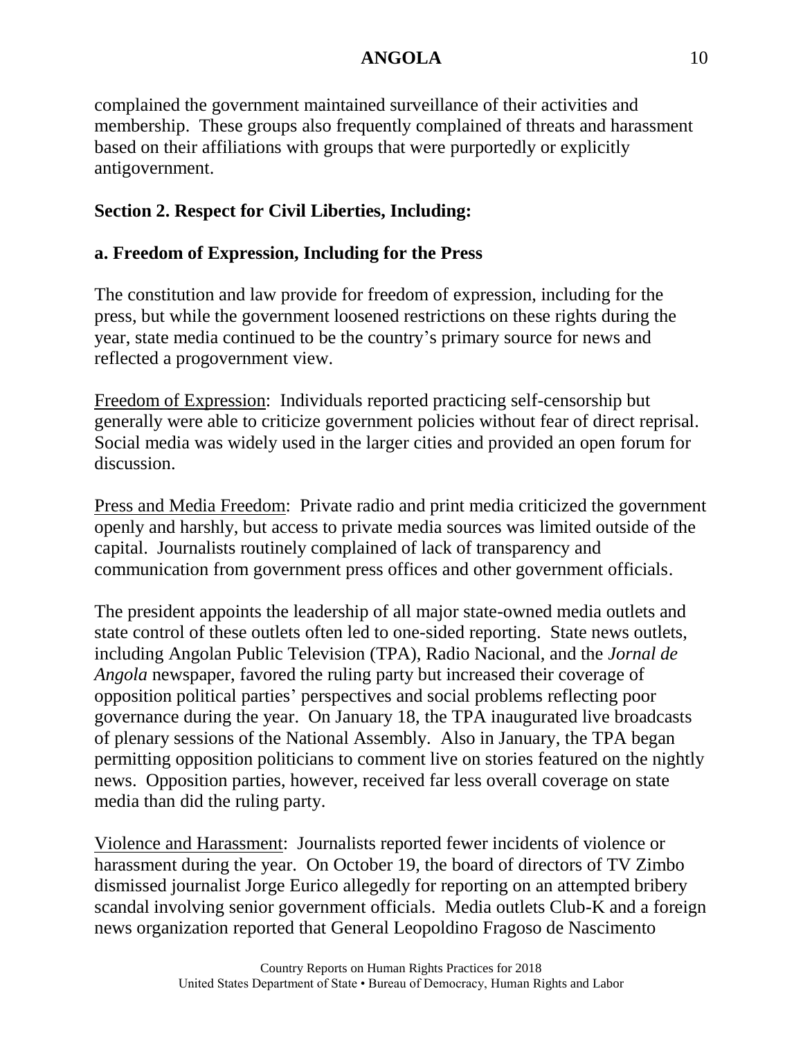complained the government maintained surveillance of their activities and membership. These groups also frequently complained of threats and harassment based on their affiliations with groups that were purportedly or explicitly antigovernment.

## Section 2. Respect for Civil Liberties, Including:

### a. Freedom of Expression, Including for the Press

The constitution and law provide for freedom of expression, including for the press, but while the government loosened restrictions on these rights during the year, state media continued to be the country's primary source for news and reflected a progovernment view.

Freedom of Expression: Individuals reported practicing self-censorship but generally were able to criticize government policies without fear of direct reprisal. Social media was widely used in the larger cities and provided an open forum for discussion.

Press and Media Freedom: Private radio and print media criticized the government openly and harshly, but access to private media sources was limited outside of the capital. Journalists routinely complained of lack of transparency and communication from government press offices and other government officials.

The president appoints the leadership of all major state-owned media outlets and state control of these outlets often led to one-sided reporting. State news outlets, including Angolan Public Television (TPA), Radio Nacional, and the *Jornal de Angola* newspaper, favored the ruling party but increased their coverage of opposition political parties' perspectives and social problems reflecting poor governance during the year. On January 18, the TPA inaugurated live broadcasts of plenary sessions of the National Assembly. Also in January, the TPA began permitting opposition politicians to comment live on stories featured on the nightly news. Opposition parties, however, received far less overall coverage on state media than did the ruling party.

Violence and Harassment: Journalists reported fewer incidents of violence or harassment during the year. On October 19, the board of directors of TV Zimbo dismissed journalist Jorge Eurico allegedly for reporting on an attempted bribery scandal involving senior government officials. Media outlets Club-K and a foreign news organization reported that General Leopoldino Fragoso de Nascimento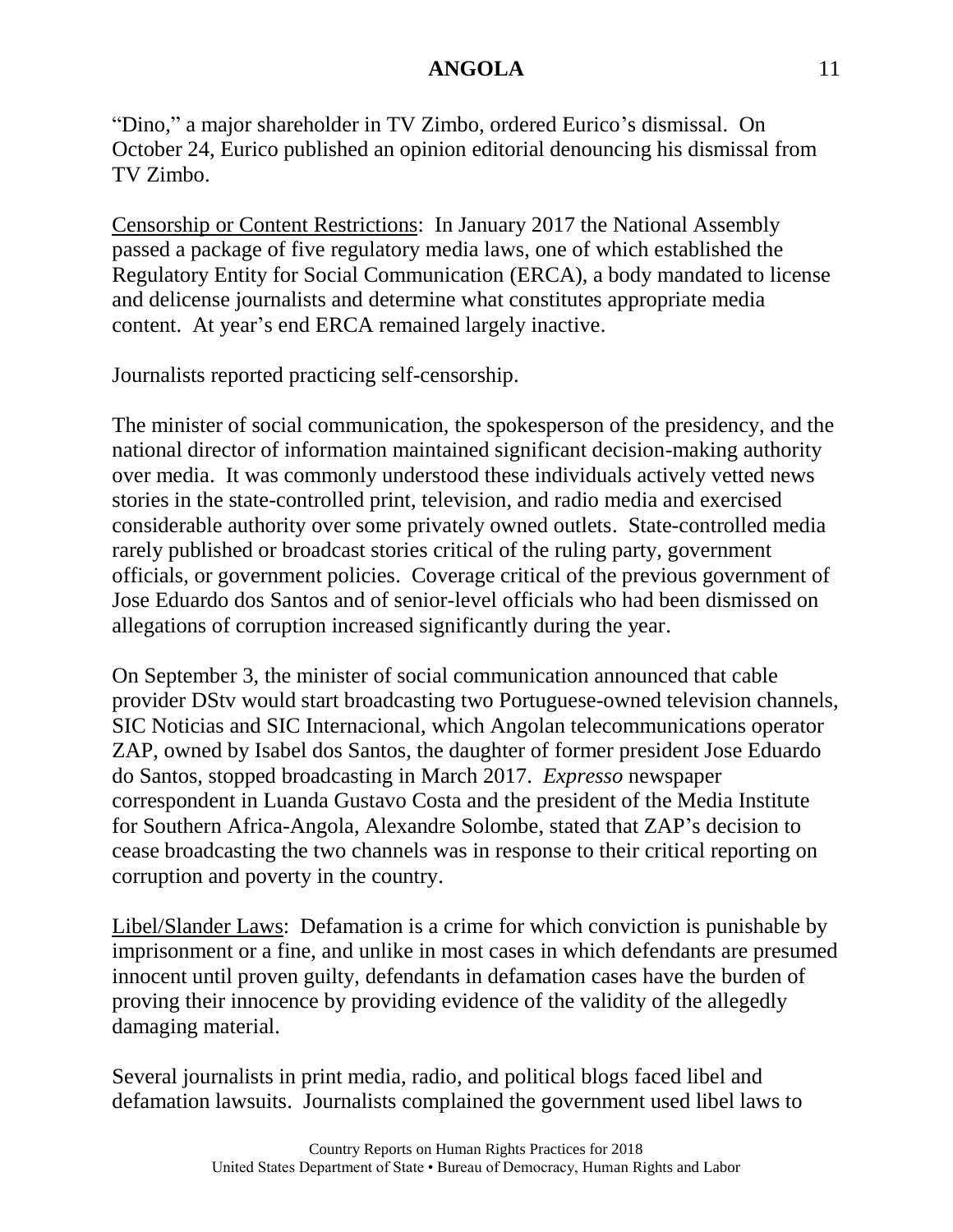"Dino," a major shareholder in TV Zimbo, ordered Eurico's dismissal. On October 24, Eurico published an opinion editorial denouncing his dismissal from TV Zimbo.

Censorship or Content Restrictions: In January 2017 the National Assembly passed a package of five regulatory media laws, one of which established the Regulatory Entity for Social Communication (ERCA), a body mandated to license and delicense journalists and determine what constitutes appropriate media content. At year's end ERCA remained largely inactive.

Journalists reported practicing self-censorship.

The minister of social communication, the spokesperson of the presidency, and the national director of information maintained significant decision-making authority over media. It was commonly understood these individuals actively vetted news stories in the state-controlled print, television, and radio media and exercised considerable authority over some privately owned outlets. State-controlled media rarely published or broadcast stories critical of the ruling party, government officials, or government policies. Coverage critical of the previous government of Jose Eduardo dos Santos and of senior-level officials who had been dismissed on allegations of corruption increased significantly during the year.

On September 3, the minister of social communication announced that cable provider DStv would start broadcasting two Portuguese-owned television channels, SIC Noticias and SIC Internacional, which Angolan telecommunications operator ZAP, owned by Isabel dos Santos, the daughter of former president Jose Eduardo do Santos, stopped broadcasting in March 2017. *Expresso* newspaper correspondent in Luanda Gustavo Costa and the president of the Media Institute for Southern Africa-Angola, Alexandre Solombe, stated that ZAP's decision to cease broadcasting the two channels was in response to their critical reporting on corruption and poverty in the country.

Libel/Slander Laws: Defamation is a crime for which conviction is punishable by imprisonment or a fine, and unlike in most cases in which defendants are presumed innocent until proven guilty, defendants in defamation cases have the burden of proving their innocence by providing evidence of the validity of the allegedly damaging material.

Several journalists in print media, radio, and political blogs faced libel and defamation lawsuits. Journalists complained the government used libel laws to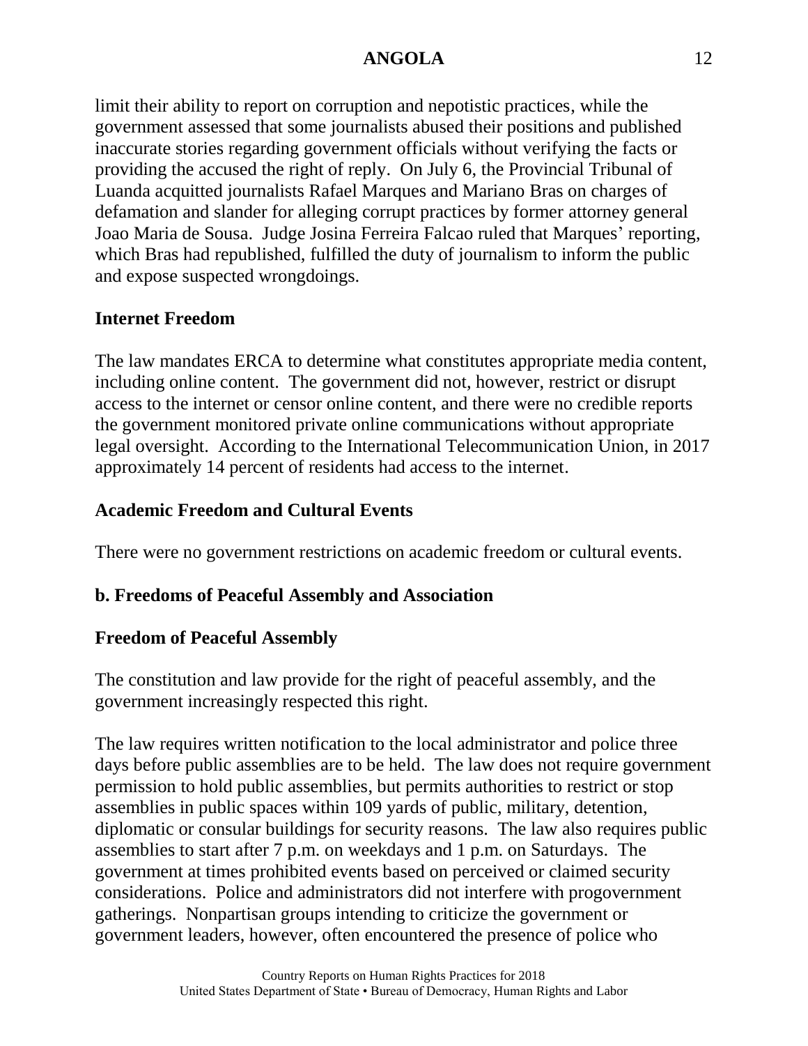limit their ability to report on corruption and nepotistic practices, while the government assessed that some journalists abused their positions and published inaccurate stories regarding government officials without verifying the facts or providing the accused the right of reply. On July 6, the Provincial Tribunal of Luanda acquitted journalists Rafael Marques and Mariano Bras on charges of defamation and slander for alleging corrupt practices by former attorney general Joao Maria de Sousa. Judge Josina Ferreira Falcao ruled that Marques' reporting, which Bras had republished, fulfilled the duty of journalism to inform the public and expose suspected wrongdoings.

**Internet Freedom**

The law mandates ERCA to determine what constitutes appropriate media content, including online content. The government did not, however, restrict or disrupt access to the internet or censor online content, and there were no credible reports the government monitored private online communications without appropriate legal oversight. According to the International Telecommunication Union, in 2017 approximately 14 percent of residents had access to the internet.

**Academic Freedom and Cultural Events**

There were no government restrictions on academic freedom or cultural events.

**b. Freedoms of Peaceful Assembly and Association**

**Freedom of Peaceful Assembly**

The constitution and law provide for the right of peaceful assembly, and the government increasingly respected this right.

The law requires written notification to the local administrator and police three days before public assemblies are to be held. The law does not require government permission to hold public assemblies, but permits authorities to restrict or stop assemblies in public spaces within 109 yards of public, military, detention, diplomatic or consular buildings for security reasons. The law also requires public assemblies to start after 7 p.m. on weekdays and 1 p.m. on Saturdays. The government at times prohibited events based on perceived or claimed security considerations. Police and administrators did not interfere with progovernment gatherings. Nonpartisan groups intending to criticize the government or government leaders, however, often encountered the presence of police who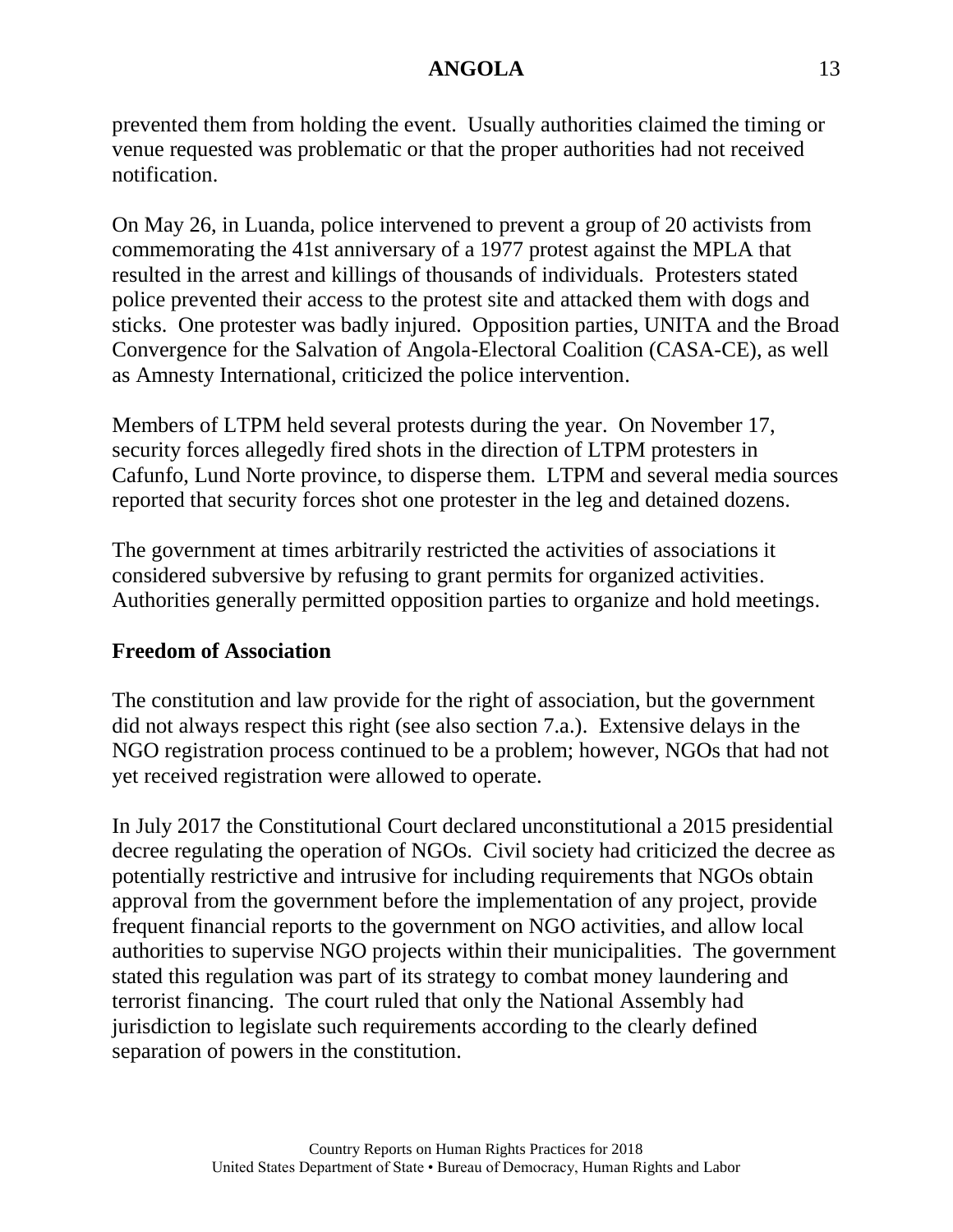prevented them from holding the event. Usually authorities claimed the timing or venue requested was problematic or that the proper authorities had not received notification.

On May 26, in Luanda, police intervened to prevent a group of 20 activists from commemorating the 41st anniversary of a 1977 protest against the MPLA that resulted in the arrest and killings of thousands of individuals. Protesters stated police prevented their access to the protest site and attacked them with dogs and sticks. One protester was badly injured. Opposition parties, UNITA and the Broad Convergence for the Salvation of Angola-Electoral Coalition (CASA-CE), as well as Amnesty International, criticized the police intervention.

Members of LTPM held several protests during the year. On November 17, security forces allegedly fired shots in the direction of LTPM protesters in Cafunfo, Lund Norte province, to disperse them. LTPM and several media sources reported that security forces shot one protester in the leg and detained dozens.

The government at times arbitrarily restricted the activities of associations it considered subversive by refusing to grant permits for organized activities. Authorities generally permitted opposition parties to organize and hold meetings.

**Freedom of Association**

The constitution and law provide for the right of association, but the government did not always respect this right (see also section 7.a.). Extensive delays in the NGO registration process continued to be a problem; however, NGOs that had not yet received registration were allowed to operate.

In July 2017 the Constitutional Court declared unconstitutional a 2015 presidential decree regulating the operation of NGOs. Civil society had criticized the decree as potentially restrictive and intrusive for including requirements that NGOs obtain approval from the government before the implementation of any project, provide frequent financial reports to the government on NGO activities, and allow local authorities to supervise NGO projects within their municipalities. The government stated this regulation was part of its strategy to combat money laundering and terrorist financing. The court ruled that only the National Assembly had jurisdiction to legislate such requirements according to the clearly defined separation of powers in the constitution.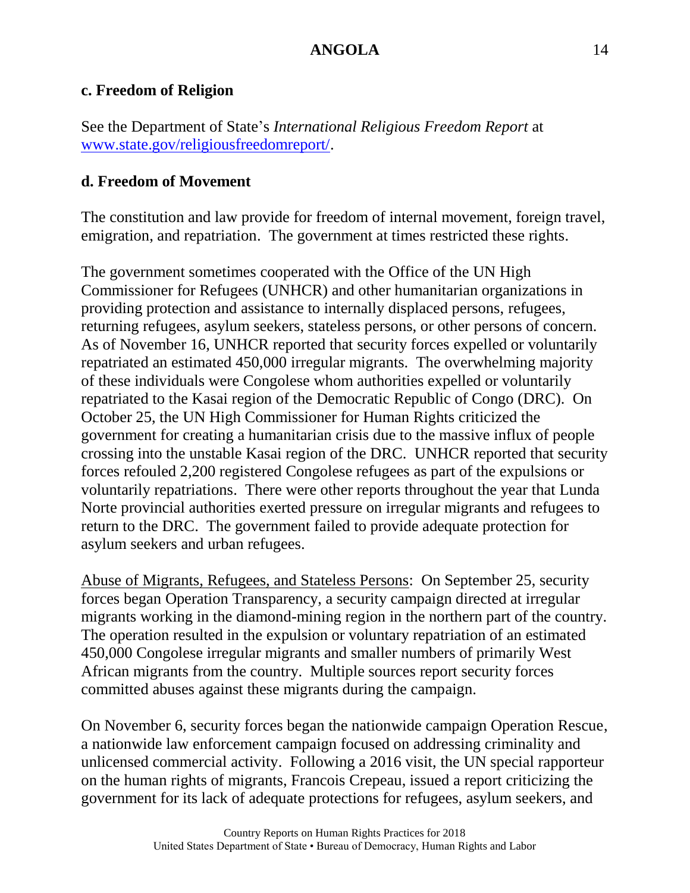### c. Freedom of Religion

See the Department of State's *International Religious Freedom Report* at [www.state.gov/religiousfreedomreport/](www.state.gov/religiousfreedomreport/).

### d. Freedom of Movement

The constitution and law provide for freedom of internal movement, foreign travel, emigration, and repatriation. The government at times restricted these rights.

The government sometimes cooperated with the Office of the UN High Commissioner for Refugees (UNHCR) and other humanitarian organizations in providing protection and assistance to internally displaced persons, refugees, returning refugees, asylum seekers, stateless persons, or other persons of concern. As of November 16, UNHCR reported that security forces expelled or voluntarily repatriated an estimated 450,000 irregular migrants. The overwhelming majority of these individuals were Congolese whom authorities expelled or voluntarily repatriated to the Kasai region of the Democratic Republic of Congo (DRC). On October 25, the UN High Commissioner for Human Rights criticized the government for creating a humanitarian crisis due to the massive influx of people crossing into the unstable Kasai region of the DRC. UNHCR reported that security forces refouled 2,200 registered Congolese refugees as part of the expulsions or voluntarily repatriations. There were other reports throughout the year that Lunda Norte provincial authorities exerted pressure on irregular migrants and refugees to return to the DRC. The government failed to provide adequate protection for asylum seekers and urban refugees.

Abuse of Migrants, Refugees, and Stateless Persons: On September 25, security forces began Operation Transparency, a security campaign directed at irregular migrants working in the diamond-mining region in the northern part of the country. The operation resulted in the expulsion or voluntary repatriation of an estimated 450,000 Congolese irregular migrants and smaller numbers of primarily West African migrants from the country. Multiple sources report security forces committed abuses against these migrants during the campaign.

On November 6, security forces began the nationwide campaign Operation Rescue, a nationwide law enforcement campaign focused on addressing criminality and unlicensed commercial activity. Following a 2016 visit, the UN special rapporteur on the human rights of migrants, Francois Crepeau, issued a report criticizing the government for its lack of adequate protections for refugees, asylum seekers, and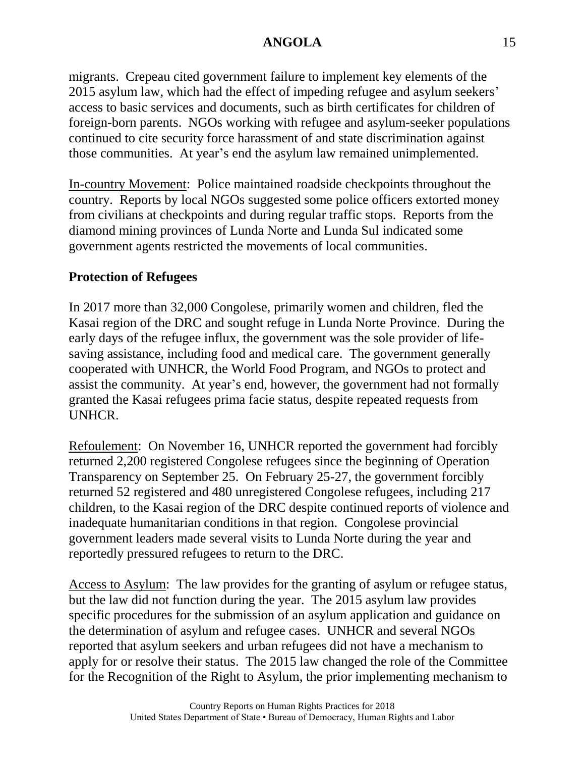migrants. Crepeau cited government failure to implement key elements of the 2015 asylum law, which had the effect of impeding refugee and asylum seekers' access to basic services and documents, such as birth certificates for children of foreign-born parents. NGOs working with refugee and asylum-seeker populations continued to cite security force harassment of and state discrimination against those communities. At year's end the asylum law remained unimplemented.

In-country Movement: Police maintained roadside checkpoints throughout the country. Reports by local NGOs suggested some police officers extorted money from civilians at checkpoints and during regular traffic stops. Reports from the diamond mining provinces of Lunda Norte and Lunda Sul indicated some government agents restricted the movements of local communities.

## Protection of Refugees

In 2017 more than 32,000 Congolese, primarily women and children, fled the Kasai region of the DRC and sought refuge in Lunda Norte Province. During the early days of the refugee influx, the government was the sole provider of life-saving assistance, including food and medical care. The government generally cooperated with UNHCR, the World Food Program, and NGOs to protect and assist the community. At year's end, however, the government had not formally granted the Kasai refugees prima facie status, despite repeated requests from UNHCR.

Refoulement: On November 16, UNHCR reported the government had forcibly returned 2,200 registered Congolese refugees since the beginning of Operation Transparency on September 25. On February 25-27, the government forcibly returned 52 registered and 480 unregistered Congolese refugees, including 217 children, to the Kasai region of the DRC despite continued reports of violence and inadequate humanitarian conditions in that region. Congolese provincial government leaders made several visits to Lunda Norte during the year and reportedly pressured refugees to return to the DRC.

Access to Asylum: The law provides for the granting of asylum or refugee status, but the law did not function during the year. The 2015 asylum law provides specific procedures for the submission of an asylum application and guidance on the determination of asylum and refugee cases. UNHCR and several NGOs reported that asylum seekers and urban refugees did not have a mechanism to apply for or resolve their status. The 2015 law changed the role of the Committee for the Recognition of the Right to Asylum, the prior implementing mechanism to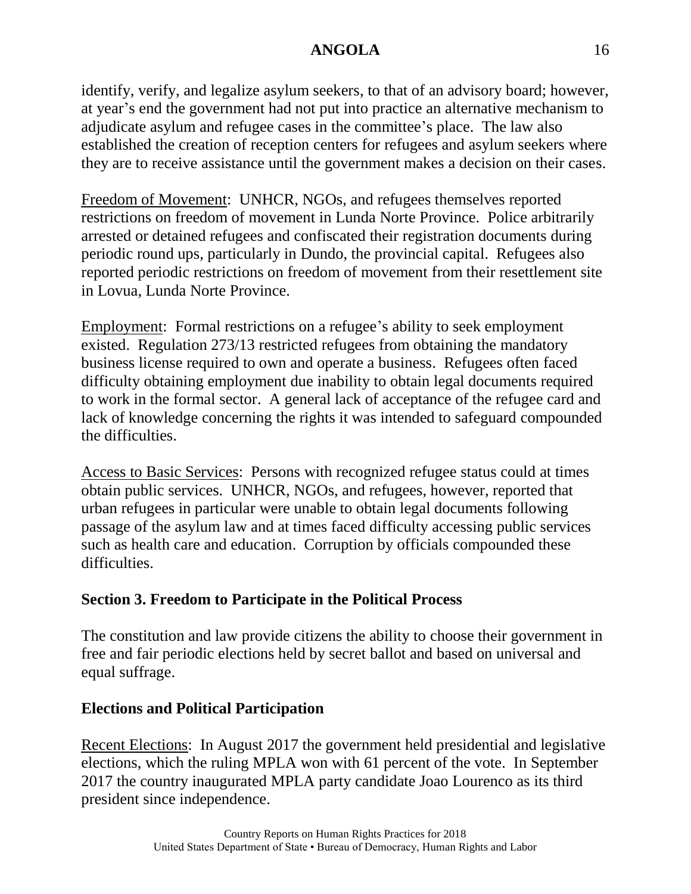identify, verify, and legalize asylum seekers, to that of an advisory board; however, at year's end the government had not put into practice an alternative mechanism to adjudicate asylum and refugee cases in the committee's place. The law also established the creation of reception centers for refugees and asylum seekers where they are to receive assistance until the government makes a decision on their cases.

Freedom of Movement: UNHCR, NGOs, and refugees themselves reported restrictions on freedom of movement in Lunda Norte Province. Police arbitrarily arrested or detained refugees and confiscated their registration documents during periodic round ups, particularly in Dundo, the provincial capital. Refugees also reported periodic restrictions on freedom of movement from their resettlement site in Lovua, Lunda Norte Province.

Employment: Formal restrictions on a refugee's ability to seek employment existed. Regulation 273/13 restricted refugees from obtaining the mandatory business license required to own and operate a business. Refugees often faced difficulty obtaining employment due inability to obtain legal documents required to work in the formal sector. A general lack of acceptance of the refugee card and lack of knowledge concerning the rights it was intended to safeguard compounded the difficulties.

Access to Basic Services: Persons with recognized refugee status could at times obtain public services. UNHCR, NGOs, and refugees, however, reported that urban refugees in particular were unable to obtain legal documents following passage of the asylum law and at times faced difficulty accessing public services such as health care and education. Corruption by officials compounded these difficulties.

## Section 3. Freedom to Participate in the Political Process

The constitution and law provide citizens the ability to choose their government in free and fair periodic elections held by secret ballot and based on universal and equal suffrage.

### Elections and Political Participation

Recent Elections: In August 2017 the government held presidential and legislative elections, which the ruling MPLA won with 61 percent of the vote. In September 2017 the country inaugurated MPLA party candidate Joao Lourenco as its third president since independence.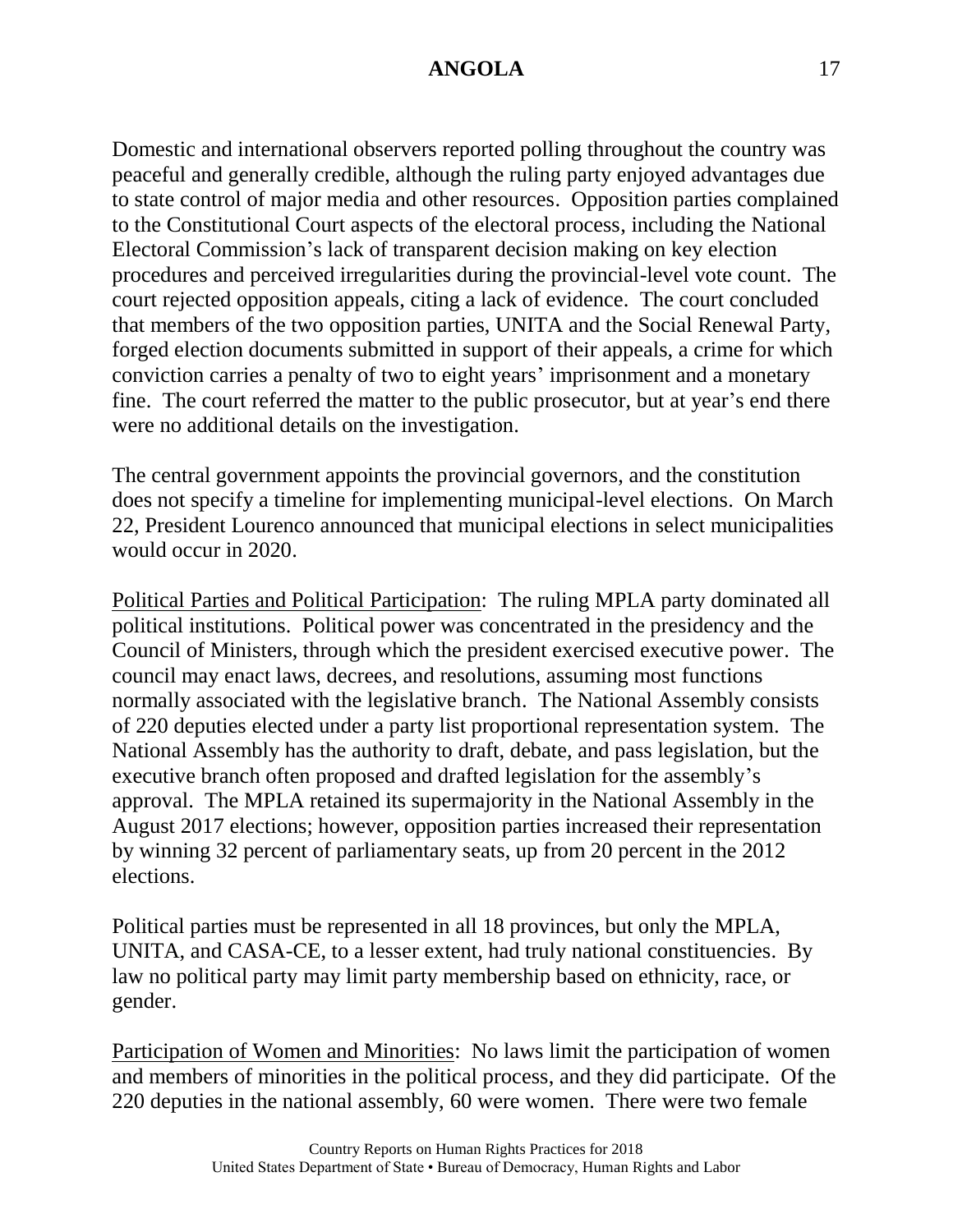Domestic and international observers reported polling throughout the country was peaceful and generally credible, although the ruling party enjoyed advantages due to state control of major media and other resources. Opposition parties complained to the Constitutional Court aspects of the electoral process, including the National Electoral Commission's lack of transparent decision making on key election procedures and perceived irregularities during the provincial-level vote count. The court rejected opposition appeals, citing a lack of evidence. The court concluded that members of the two opposition parties, UNITA and the Social Renewal Party, forged election documents submitted in support of their appeals, a crime for which conviction carries a penalty of two to eight years' imprisonment and a monetary fine. The court referred the matter to the public prosecutor, but at year's end there were no additional details on the investigation.

The central government appoints the provincial governors, and the constitution does not specify a timeline for implementing municipal-level elections. On March 22, President Lourenco announced that municipal elections in select municipalities would occur in 2020.

Political Parties and Political Participation: The ruling MPLA party dominated all political institutions. Political power was concentrated in the presidency and the Council of Ministers, through which the president exercised executive power. The council may enact laws, decrees, and resolutions, assuming most functions normally associated with the legislative branch. The National Assembly consists of 220 deputies elected under a party list proportional representation system. The National Assembly has the authority to draft, debate, and pass legislation, but the executive branch often proposed and drafted legislation for the assembly's approval. The MPLA retained its supermajority in the National Assembly in the August 2017 elections; however, opposition parties increased their representation by winning 32 percent of parliamentary seats, up from 20 percent in the 2012 elections.

Political parties must be represented in all 18 provinces, but only the MPLA, UNITA, and CASA-CE, to a lesser extent, had truly national constituencies. By law no political party may limit party membership based on ethnicity, race, or gender.

Participation of Women and Minorities: No laws limit the participation of women and members of minorities in the political process, and they did participate. Of the 220 deputies in the national assembly, 60 were women. There were two female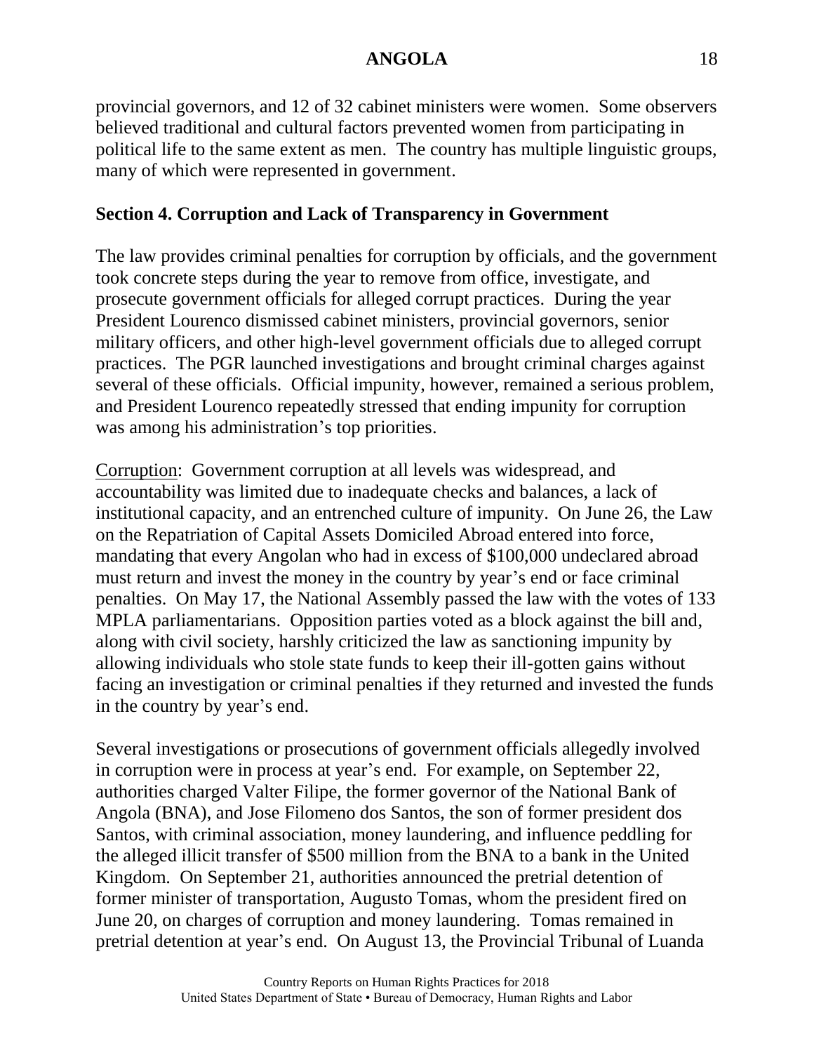provincial governors, and 12 of 32 cabinet ministers were women. Some observers believed traditional and cultural factors prevented women from participating in political life to the same extent as men. The country has multiple linguistic groups, many of which were represented in government.

## Section 4. Corruption and Lack of Transparency in Government

The law provides criminal penalties for corruption by officials, and the government took concrete steps during the year to remove from office, investigate, and prosecute government officials for alleged corrupt practices. During the year President Lourenco dismissed cabinet ministers, provincial governors, senior military officers, and other high-level government officials due to alleged corrupt practices. The PGR launched investigations and brought criminal charges against several of these officials. Official impunity, however, remained a serious problem, and President Lourenco repeatedly stressed that ending impunity for corruption was among his administration's top priorities.

Corruption: Government corruption at all levels was widespread, and accountability was limited due to inadequate checks and balances, a lack of institutional capacity, and an entrenched culture of impunity. On June 26, the Law on the Repatriation of Capital Assets Domiciled Abroad entered into force, mandating that every Angolan who had in excess of $100,000 undeclared abroad must return and invest the money in the country by year's end or face criminal penalties. On May 17, the National Assembly passed the law with the votes of 133 MPLA parliamentarians. Opposition parties voted as a block against the bill and, along with civil society, harshly criticized the law as sanctioning impunity by allowing individuals who stole state funds to keep their ill-gotten gains without facing an investigation or criminal penalties if they returned and invested the funds in the country by year's end.

Several investigations or prosecutions of government officials allegedly involved in corruption were in process at year's end. For example, on September 22, authorities charged Valter Filipe, the former governor of the National Bank of Angola (BNA), and Jose Filomeno dos Santos, the son of former president dos Santos, with criminal association, money laundering, and influence peddling for the alleged illicit transfer of $500 million from the BNA to a bank in the United Kingdom. On September 21, authorities announced the pretrial detention of former minister of transportation, Augusto Tomas, whom the president fired on June 20, on charges of corruption and money laundering. Tomas remained in pretrial detention at year's end. On August 13, the Provincial Tribunal of Luanda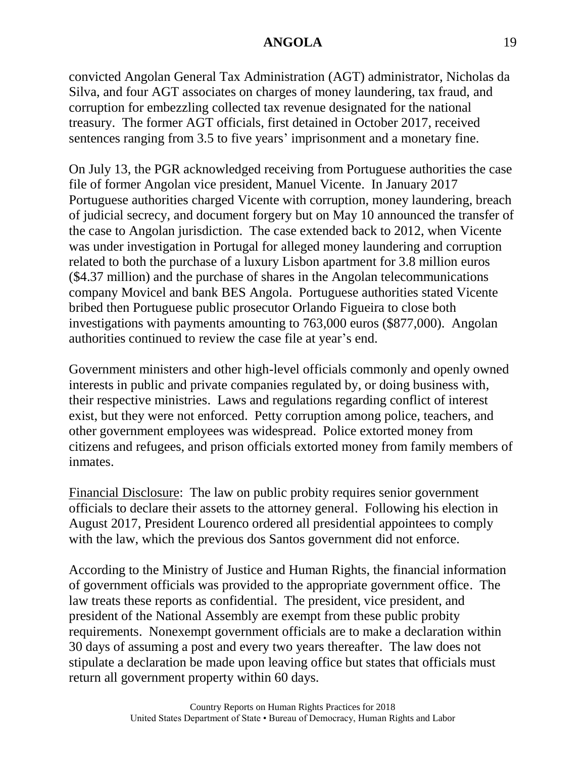convicted Angolan General Tax Administration (AGT) administrator, Nicholas da Silva, and four AGT associates on charges of money laundering, tax fraud, and corruption for embezzling collected tax revenue designated for the national treasury. The former AGT officials, first detained in October 2017, received sentences ranging from 3.5 to five years' imprisonment and a monetary fine.

On July 13, the PGR acknowledged receiving from Portuguese authorities the case file of former Angolan vice president, Manuel Vicente. In January 2017 Portuguese authorities charged Vicente with corruption, money laundering, breach of judicial secrecy, and document forgery but on May 10 announced the transfer of the case to Angolan jurisdiction. The case extended back to 2012, when Vicente was under investigation in Portugal for alleged money laundering and corruption related to both the purchase of a luxury Lisbon apartment for 3.8 million euros ($4.37 million) and the purchase of shares in the Angolan telecommunications company Movicel and bank BES Angola. Portuguese authorities stated Vicente bribed then Portuguese public prosecutor Orlando Figueira to close both investigations with payments amounting to 763,000 euros ($877,000). Angolan authorities continued to review the case file at year's end.

Government ministers and other high-level officials commonly and openly owned interests in public and private companies regulated by, or doing business with, their respective ministries. Laws and regulations regarding conflict of interest exist, but they were not enforced. Petty corruption among police, teachers, and other government employees was widespread. Police extorted money from citizens and refugees, and prison officials extorted money from family members of inmates.

Financial Disclosure: The law on public probity requires senior government officials to declare their assets to the attorney general. Following his election in August 2017, President Lourenco ordered all presidential appointees to comply with the law, which the previous dos Santos government did not enforce.

According to the Ministry of Justice and Human Rights, the financial information of government officials was provided to the appropriate government office. The law treats these reports as confidential. The president, vice president, and president of the National Assembly are exempt from these public probity requirements. Nonexempt government officials are to make a declaration within 30 days of assuming a post and every two years thereafter. The law does not stipulate a declaration be made upon leaving office but states that officials must return all government property within 60 days.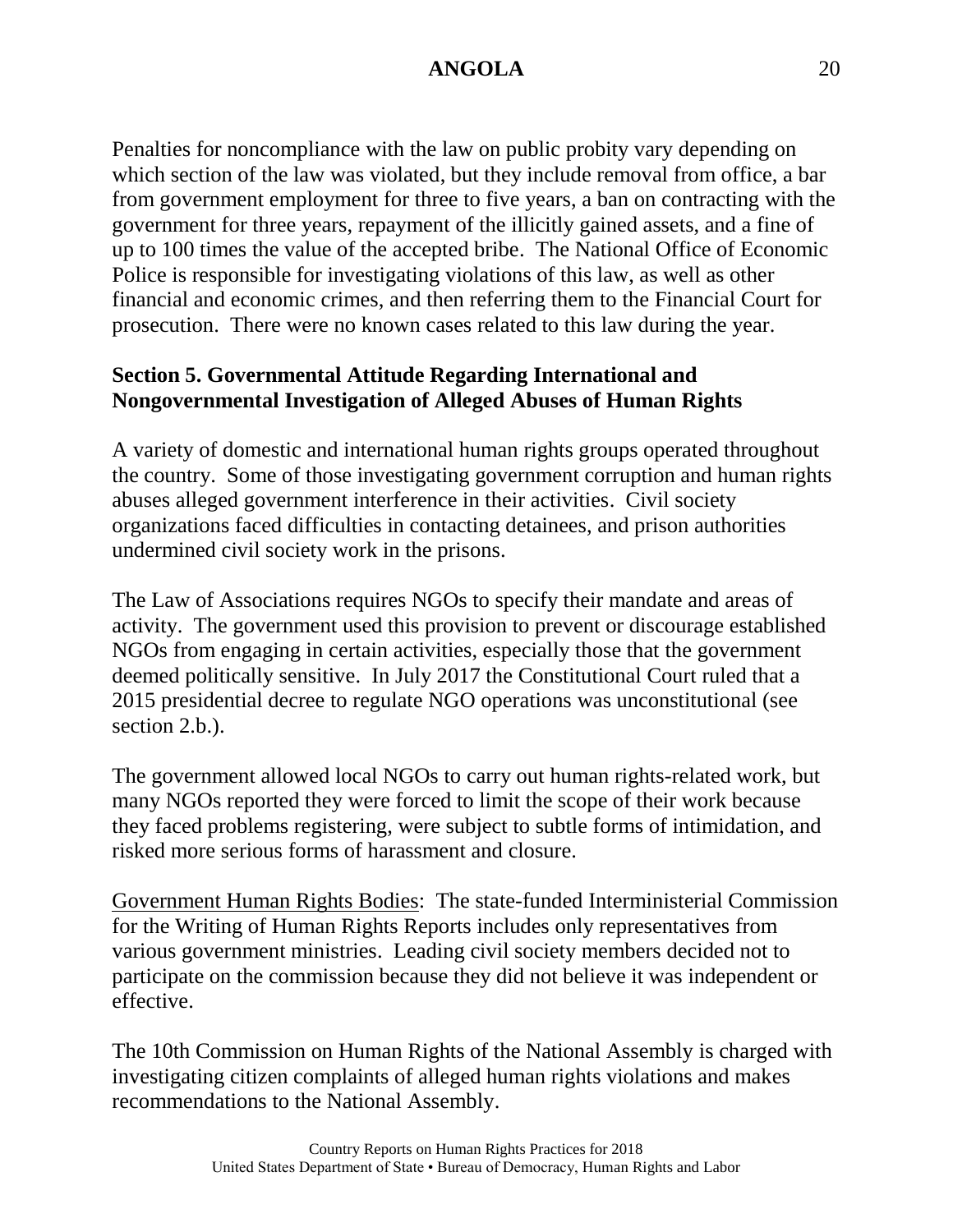Penalties for noncompliance with the law on public probity vary depending on which section of the law was violated, but they include removal from office, a bar from government employment for three to five years, a ban on contracting with the government for three years, repayment of the illicitly gained assets, and a fine of up to 100 times the value of the accepted bribe. The National Office of Economic Police is responsible for investigating violations of this law, as well as other financial and economic crimes, and then referring them to the Financial Court for prosecution. There were no known cases related to this law during the year.

## Section 5. Governmental Attitude Regarding International and Nongovernmental Investigation of Alleged Abuses of Human Rights

A variety of domestic and international human rights groups operated throughout the country. Some of those investigating government corruption and human rights abuses alleged government interference in their activities. Civil society organizations faced difficulties in contacting detainees, and prison authorities undermined civil society work in the prisons.

The Law of Associations requires NGOs to specify their mandate and areas of activity. The government used this provision to prevent or discourage established NGOs from engaging in certain activities, especially those that the government deemed politically sensitive. In July 2017 the Constitutional Court ruled that a 2015 presidential decree to regulate NGO operations was unconstitutional (see section 2.b.).

The government allowed local NGOs to carry out human rights-related work, but many NGOs reported they were forced to limit the scope of their work because they faced problems registering, were subject to subtle forms of intimidation, and risked more serious forms of harassment and closure.

<u>Government Human Rights Bodies</u>: The state-funded Interministerial Commission for the Writing of Human Rights Reports includes only representatives from various government ministries. Leading civil society members decided not to participate on the commission because they did not believe it was independent or effective.

The 10th Commission on Human Rights of the National Assembly is charged with investigating citizen complaints of alleged human rights violations and makes recommendations to the National Assembly.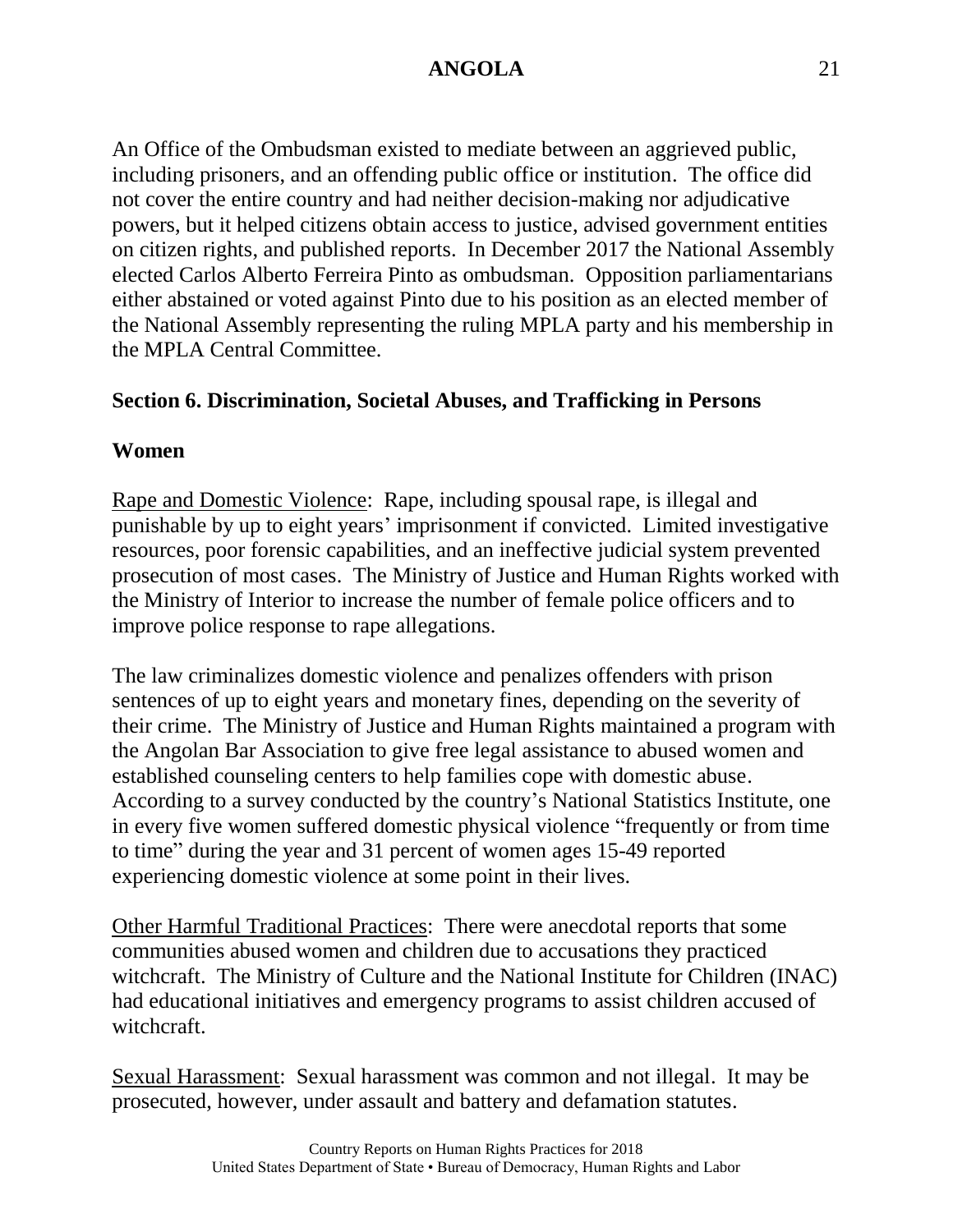An Office of the Ombudsman existed to mediate between an aggrieved public, including prisoners, and an offending public office or institution. The office did not cover the entire country and had neither decision-making nor adjudicative powers, but it helped citizens obtain access to justice, advised government entities on citizen rights, and published reports. In December 2017 the National Assembly elected Carlos Alberto Ferreira Pinto as ombudsman. Opposition parliamentarians either abstained or voted against Pinto due to his position as an elected member of the National Assembly representing the ruling MPLA party and his membership in the MPLA Central Committee.

## Section 6. Discrimination, Societal Abuses, and Trafficking in Persons

### Women

Rape and Domestic Violence: Rape, including spousal rape, is illegal and punishable by up to eight years' imprisonment if convicted. Limited investigative resources, poor forensic capabilities, and an ineffective judicial system prevented prosecution of most cases. The Ministry of Justice and Human Rights worked with the Ministry of Interior to increase the number of female police officers and to improve police response to rape allegations.

The law criminalizes domestic violence and penalizes offenders with prison sentences of up to eight years and monetary fines, depending on the severity of their crime. The Ministry of Justice and Human Rights maintained a program with the Angolan Bar Association to give free legal assistance to abused women and established counseling centers to help families cope with domestic abuse. According to a survey conducted by the country's National Statistics Institute, one in every five women suffered domestic physical violence "frequently or from time to time" during the year and 31 percent of women ages 15-49 reported experiencing domestic violence at some point in their lives.

Other Harmful Traditional Practices: There were anecdotal reports that some communities abused women and children due to accusations they practiced witchcraft. The Ministry of Culture and the National Institute for Children (INAC) had educational initiatives and emergency programs to assist children accused of witchcraft.

Sexual Harassment: Sexual harassment was common and not illegal. It may be prosecuted, however, under assault and battery and defamation statutes.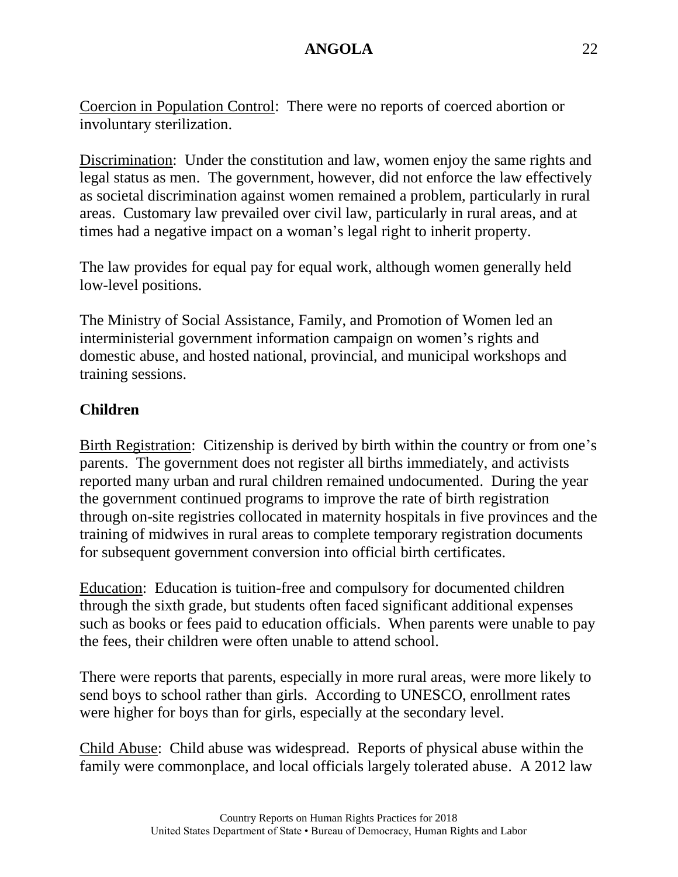Coercion in Population Control: There were no reports of coerced abortion or involuntary sterilization.

Discrimination: Under the constitution and law, women enjoy the same rights and legal status as men. The government, however, did not enforce the law effectively as societal discrimination against women remained a problem, particularly in rural areas. Customary law prevailed over civil law, particularly in rural areas, and at times had a negative impact on a woman's legal right to inherit property.

The law provides for equal pay for equal work, although women generally held low-level positions.

The Ministry of Social Assistance, Family, and Promotion of Women led an interministerial government information campaign on women's rights and domestic abuse, and hosted national, provincial, and municipal workshops and training sessions.

**Children**

Birth Registration: Citizenship is derived by birth within the country or from one's parents. The government does not register all births immediately, and activists reported many urban and rural children remained undocumented. During the year the government continued programs to improve the rate of birth registration through on-site registries collocated in maternity hospitals in five provinces and the training of midwives in rural areas to complete temporary registration documents for subsequent government conversion into official birth certificates.

Education: Education is tuition-free and compulsory for documented children through the sixth grade, but students often faced significant additional expenses such as books or fees paid to education officials. When parents were unable to pay the fees, their children were often unable to attend school.

There were reports that parents, especially in more rural areas, were more likely to send boys to school rather than girls. According to UNESCO, enrollment rates were higher for boys than for girls, especially at the secondary level.

Child Abuse: Child abuse was widespread. Reports of physical abuse within the family were commonplace, and local officials largely tolerated abuse. A 2012 law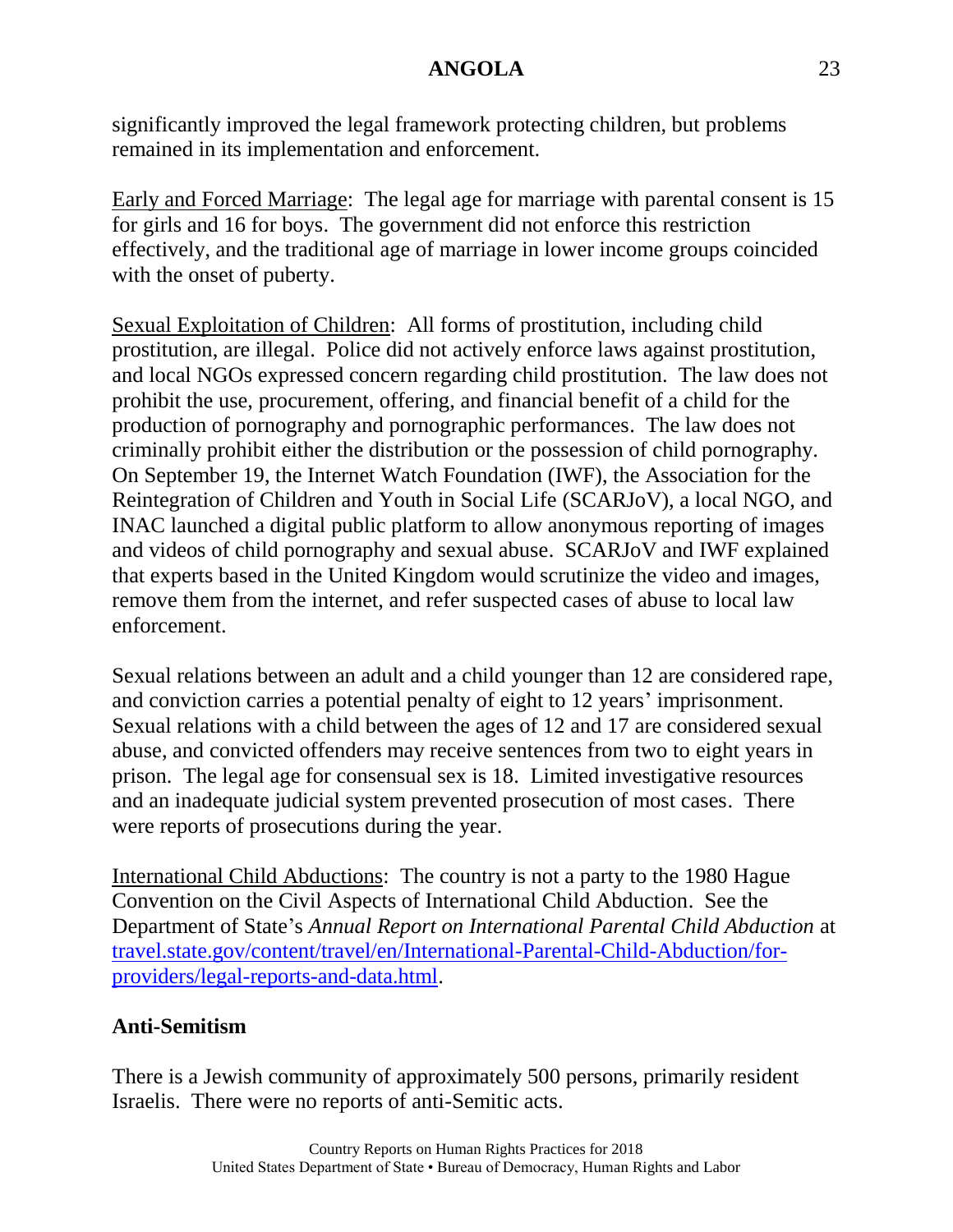significantly improved the legal framework protecting children, but problems remained in its implementation and enforcement.

Early and Forced Marriage:  The legal age for marriage with parental consent is 15 for girls and 16 for boys.  The government did not enforce this restriction effectively, and the traditional age of marriage in lower income groups coincided with the onset of puberty.

Sexual Exploitation of Children:  All forms of prostitution, including child prostitution, are illegal.  Police did not actively enforce laws against prostitution, and local NGOs expressed concern regarding child prostitution.  The law does not prohibit the use, procurement, offering, and financial benefit of a child for the production of pornography and pornographic performances.  The law does not criminally prohibit either the distribution or the possession of child pornography.  On September 19, the Internet Watch Foundation (IWF), the Association for the Reintegration of Children and Youth in Social Life (SCARJoV), a local NGO, and INAC launched a digital public platform to allow anonymous reporting of images and videos of child pornography and sexual abuse.  SCARJoV and IWF explained that experts based in the United Kingdom would scrutinize the video and images, remove them from the internet, and refer suspected cases of abuse to local law enforcement.

Sexual relations between an adult and a child younger than 12 are considered rape, and conviction carries a potential penalty of eight to 12 years' imprisonment.  Sexual relations with a child between the ages of 12 and 17 are considered sexual abuse, and convicted offenders may receive sentences from two to eight years in prison.  The legal age for consensual sex is 18.  Limited investigative resources and an inadequate judicial system prevented prosecution of most cases.  There were reports of prosecutions during the year.

International Child Abductions:  The country is not a party to the 1980 Hague Convention on the Civil Aspects of International Child Abduction.  See the Department of State's *Annual Report on International Parental Child Abduction* at [travel.state.gov/content/travel/en/International-Parental-Child-Abduction/for-providers/legal-reports-and-data.html](travel.state.gov/content/travel/en/International-Parental-Child-Abduction/for-providers/legal-reports-and-data.html).

**Anti-Semitism**

There is a Jewish community of approximately 500 persons, primarily resident Israelis.  There were no reports of anti-Semitic acts.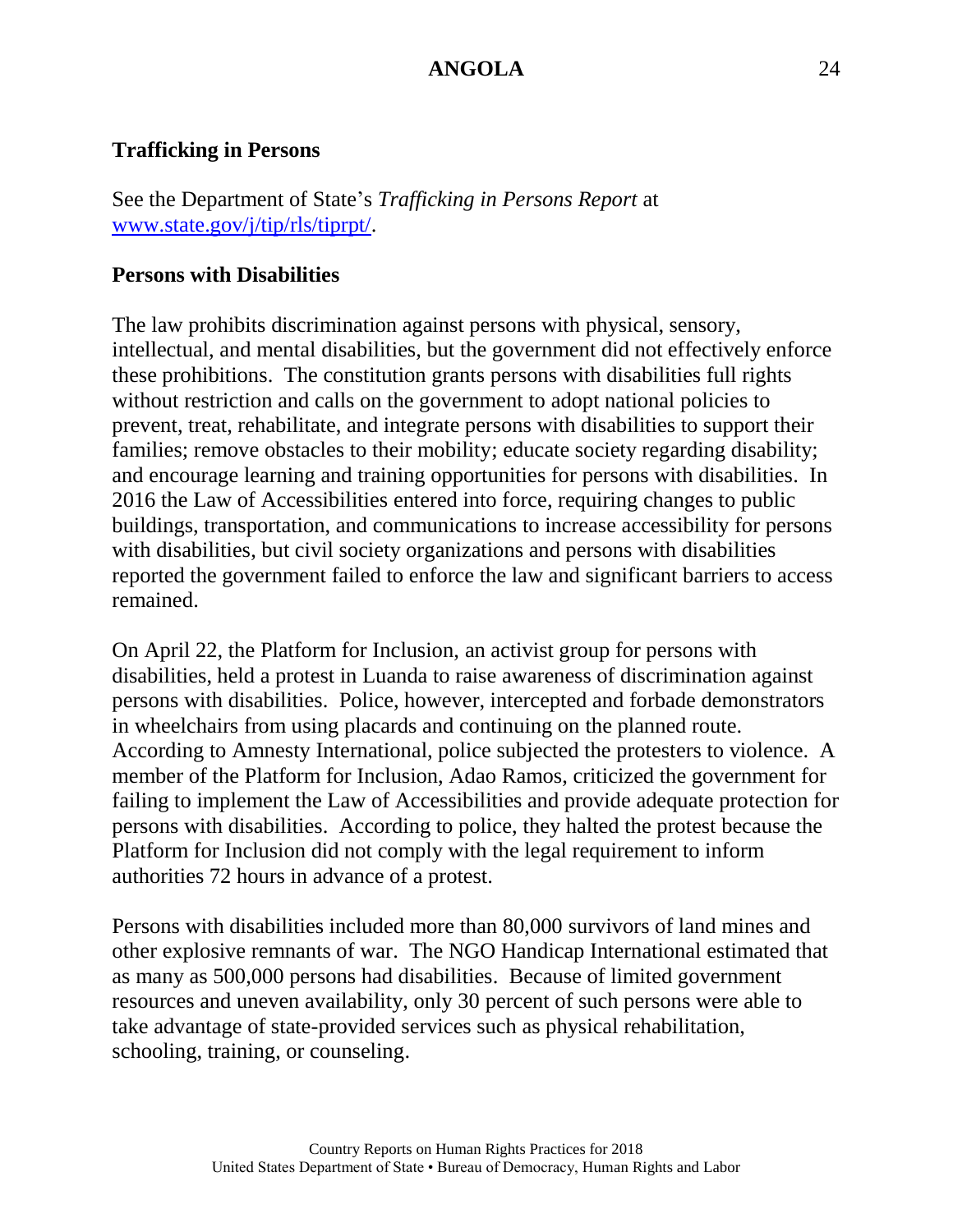### Trafficking in Persons

See the Department of State's *Trafficking in Persons Report* at [www.state.gov/j/tip/rls/tiprpt/](www.state.gov/j/tip/rls/tiprpt/).

### Persons with Disabilities

The law prohibits discrimination against persons with physical, sensory, intellectual, and mental disabilities, but the government did not effectively enforce these prohibitions. The constitution grants persons with disabilities full rights without restriction and calls on the government to adopt national policies to prevent, treat, rehabilitate, and integrate persons with disabilities to support their families; remove obstacles to their mobility; educate society regarding disability; and encourage learning and training opportunities for persons with disabilities. In 2016 the Law of Accessibilities entered into force, requiring changes to public buildings, transportation, and communications to increase accessibility for persons with disabilities, but civil society organizations and persons with disabilities reported the government failed to enforce the law and significant barriers to access remained.

On April 22, the Platform for Inclusion, an activist group for persons with disabilities, held a protest in Luanda to raise awareness of discrimination against persons with disabilities. Police, however, intercepted and forbade demonstrators in wheelchairs from using placards and continuing on the planned route. According to Amnesty International, police subjected the protesters to violence. A member of the Platform for Inclusion, Adao Ramos, criticized the government for failing to implement the Law of Accessibilities and provide adequate protection for persons with disabilities. According to police, they halted the protest because the Platform for Inclusion did not comply with the legal requirement to inform authorities 72 hours in advance of a protest.

Persons with disabilities included more than 80,000 survivors of land mines and other explosive remnants of war. The NGO Handicap International estimated that as many as 500,000 persons had disabilities. Because of limited government resources and uneven availability, only 30 percent of such persons were able to take advantage of state-provided services such as physical rehabilitation, schooling, training, or counseling.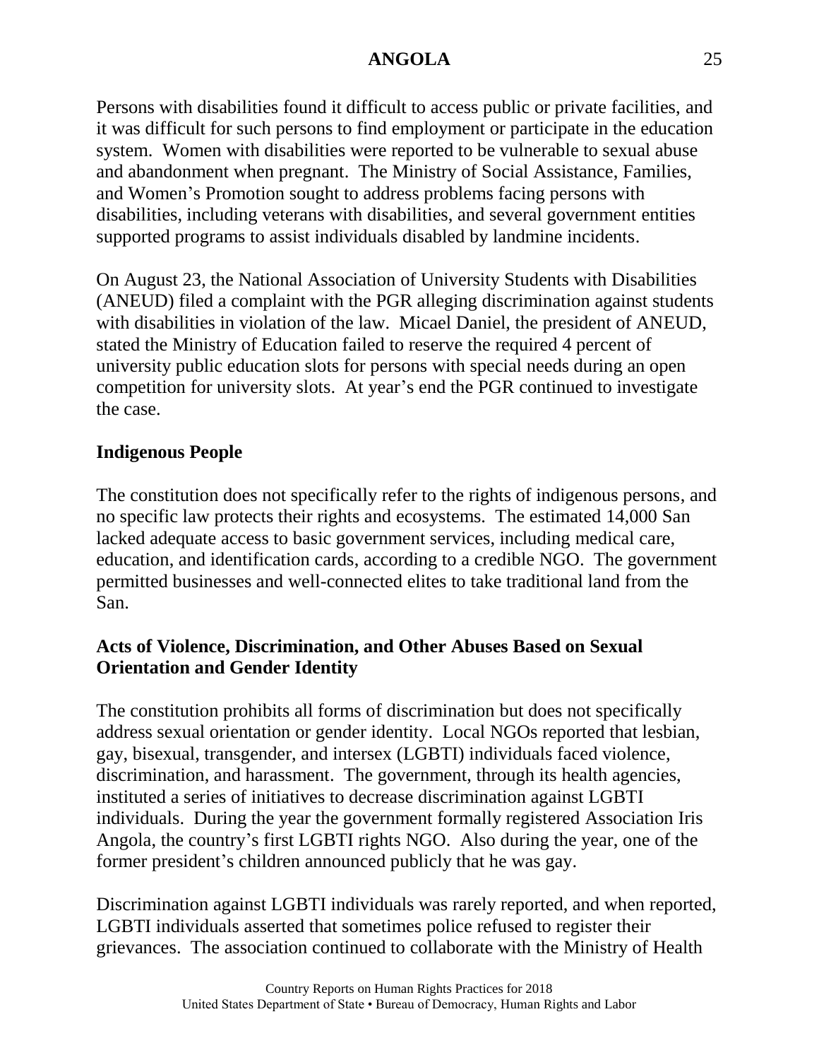Persons with disabilities found it difficult to access public or private facilities, and it was difficult for such persons to find employment or participate in the education system. Women with disabilities were reported to be vulnerable to sexual abuse and abandonment when pregnant. The Ministry of Social Assistance, Families, and Women's Promotion sought to address problems facing persons with disabilities, including veterans with disabilities, and several government entities supported programs to assist individuals disabled by landmine incidents.

On August 23, the National Association of University Students with Disabilities (ANEUD) filed a complaint with the PGR alleging discrimination against students with disabilities in violation of the law. Micael Daniel, the president of ANEUD, stated the Ministry of Education failed to reserve the required 4 percent of university public education slots for persons with special needs during an open competition for university slots. At year's end the PGR continued to investigate the case.

**Indigenous People**

The constitution does not specifically refer to the rights of indigenous persons, and no specific law protects their rights and ecosystems. The estimated 14,000 San lacked adequate access to basic government services, including medical care, education, and identification cards, according to a credible NGO. The government permitted businesses and well-connected elites to take traditional land from the San.

**Acts of Violence, Discrimination, and Other Abuses Based on Sexual Orientation and Gender Identity**

The constitution prohibits all forms of discrimination but does not specifically address sexual orientation or gender identity. Local NGOs reported that lesbian, gay, bisexual, transgender, and intersex (LGBTI) individuals faced violence, discrimination, and harassment. The government, through its health agencies, instituted a series of initiatives to decrease discrimination against LGBTI individuals. During the year the government formally registered Association Iris Angola, the country's first LGBTI rights NGO. Also during the year, one of the former president's children announced publicly that he was gay.

Discrimination against LGBTI individuals was rarely reported, and when reported, LGBTI individuals asserted that sometimes police refused to register their grievances. The association continued to collaborate with the Ministry of Health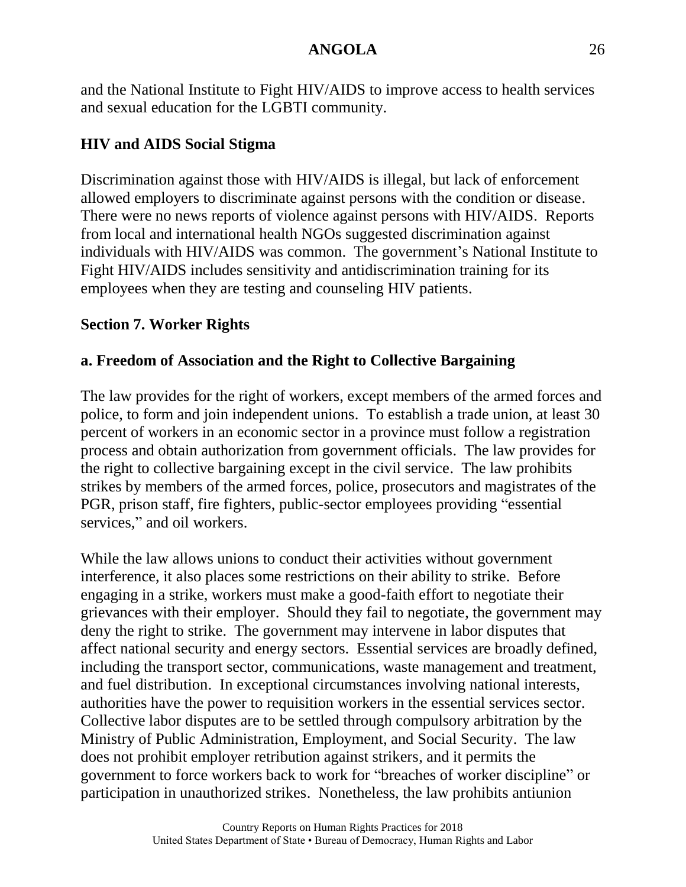and the National Institute to Fight HIV/AIDS to improve access to health services and sexual education for the LGBTI community.

### HIV and AIDS Social Stigma

Discrimination against those with HIV/AIDS is illegal, but lack of enforcement allowed employers to discriminate against persons with the condition or disease. There were no news reports of violence against persons with HIV/AIDS. Reports from local and international health NGOs suggested discrimination against individuals with HIV/AIDS was common. The government's National Institute to Fight HIV/AIDS includes sensitivity and antidiscrimination training for its employees when they are testing and counseling HIV patients.

## Section 7. Worker Rights

### a. Freedom of Association and the Right to Collective Bargaining

The law provides for the right of workers, except members of the armed forces and police, to form and join independent unions. To establish a trade union, at least 30 percent of workers in an economic sector in a province must follow a registration process and obtain authorization from government officials. The law provides for the right to collective bargaining except in the civil service. The law prohibits strikes by members of the armed forces, police, prosecutors and magistrates of the PGR, prison staff, fire fighters, public-sector employees providing "essential services," and oil workers.

While the law allows unions to conduct their activities without government interference, it also places some restrictions on their ability to strike. Before engaging in a strike, workers must make a good-faith effort to negotiate their grievances with their employer. Should they fail to negotiate, the government may deny the right to strike. The government may intervene in labor disputes that affect national security and energy sectors. Essential services are broadly defined, including the transport sector, communications, waste management and treatment, and fuel distribution. In exceptional circumstances involving national interests, authorities have the power to requisition workers in the essential services sector. Collective labor disputes are to be settled through compulsory arbitration by the Ministry of Public Administration, Employment, and Social Security. The law does not prohibit employer retribution against strikers, and it permits the government to force workers back to work for "breaches of worker discipline" or participation in unauthorized strikes. Nonetheless, the law prohibits antiunion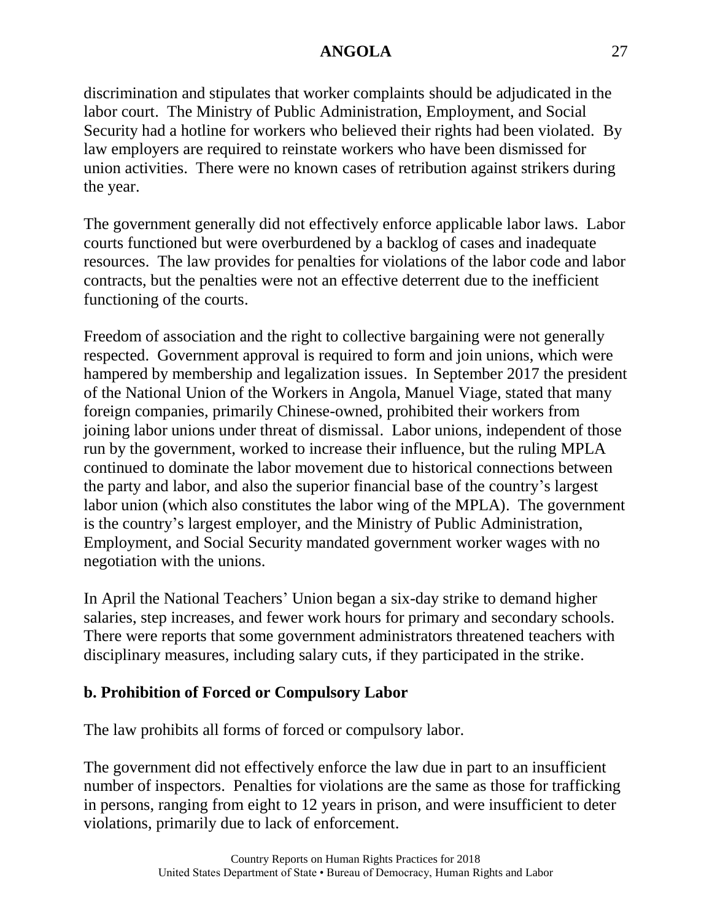discrimination and stipulates that worker complaints should be adjudicated in the labor court. The Ministry of Public Administration, Employment, and Social Security had a hotline for workers who believed their rights had been violated. By law employers are required to reinstate workers who have been dismissed for union activities. There were no known cases of retribution against strikers during the year.

The government generally did not effectively enforce applicable labor laws. Labor courts functioned but were overburdened by a backlog of cases and inadequate resources. The law provides for penalties for violations of the labor code and labor contracts, but the penalties were not an effective deterrent due to the inefficient functioning of the courts.

Freedom of association and the right to collective bargaining were not generally respected. Government approval is required to form and join unions, which were hampered by membership and legalization issues. In September 2017 the president of the National Union of the Workers in Angola, Manuel Viage, stated that many foreign companies, primarily Chinese-owned, prohibited their workers from joining labor unions under threat of dismissal. Labor unions, independent of those run by the government, worked to increase their influence, but the ruling MPLA continued to dominate the labor movement due to historical connections between the party and labor, and also the superior financial base of the country's largest labor union (which also constitutes the labor wing of the MPLA). The government is the country's largest employer, and the Ministry of Public Administration, Employment, and Social Security mandated government worker wages with no negotiation with the unions.

In April the National Teachers' Union began a six-day strike to demand higher salaries, step increases, and fewer work hours for primary and secondary schools. There were reports that some government administrators threatened teachers with disciplinary measures, including salary cuts, if they participated in the strike.

**b. Prohibition of Forced or Compulsory Labor**

The law prohibits all forms of forced or compulsory labor.

The government did not effectively enforce the law due in part to an insufficient number of inspectors. Penalties for violations are the same as those for trafficking in persons, ranging from eight to 12 years in prison, and were insufficient to deter violations, primarily due to lack of enforcement.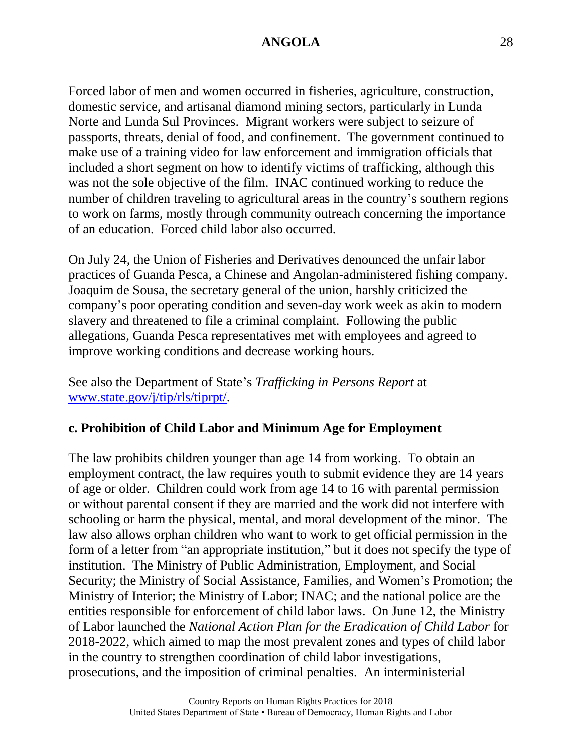Forced labor of men and women occurred in fisheries, agriculture, construction, domestic service, and artisanal diamond mining sectors, particularly in Lunda Norte and Lunda Sul Provinces. Migrant workers were subject to seizure of passports, threats, denial of food, and confinement. The government continued to make use of a training video for law enforcement and immigration officials that included a short segment on how to identify victims of trafficking, although this was not the sole objective of the film. INAC continued working to reduce the number of children traveling to agricultural areas in the country's southern regions to work on farms, mostly through community outreach concerning the importance of an education. Forced child labor also occurred.

On July 24, the Union of Fisheries and Derivatives denounced the unfair labor practices of Guanda Pesca, a Chinese and Angolan-administered fishing company. Joaquim de Sousa, the secretary general of the union, harshly criticized the company's poor operating condition and seven-day work week as akin to modern slavery and threatened to file a criminal complaint. Following the public allegations, Guanda Pesca representatives met with employees and agreed to improve working conditions and decrease working hours.

See also the Department of State's *Trafficking in Persons Report* at [www.state.gov/j/tip/rls/tiprpt/](http://www.state.gov/j/tip/rls/tiprpt/).

### c. Prohibition of Child Labor and Minimum Age for Employment

The law prohibits children younger than age 14 from working. To obtain an employment contract, the law requires youth to submit evidence they are 14 years of age or older. Children could work from age 14 to 16 with parental permission or without parental consent if they are married and the work did not interfere with schooling or harm the physical, mental, and moral development of the minor. The law also allows orphan children who want to work to get official permission in the form of a letter from "an appropriate institution," but it does not specify the type of institution. The Ministry of Public Administration, Employment, and Social Security; the Ministry of Social Assistance, Families, and Women's Promotion; the Ministry of Interior; the Ministry of Labor; INAC; and the national police are the entities responsible for enforcement of child labor laws. On June 12, the Ministry of Labor launched the *National Action Plan for the Eradication of Child Labor* for 2018-2022, which aimed to map the most prevalent zones and types of child labor in the country to strengthen coordination of child labor investigations, prosecutions, and the imposition of criminal penalties. An interministerial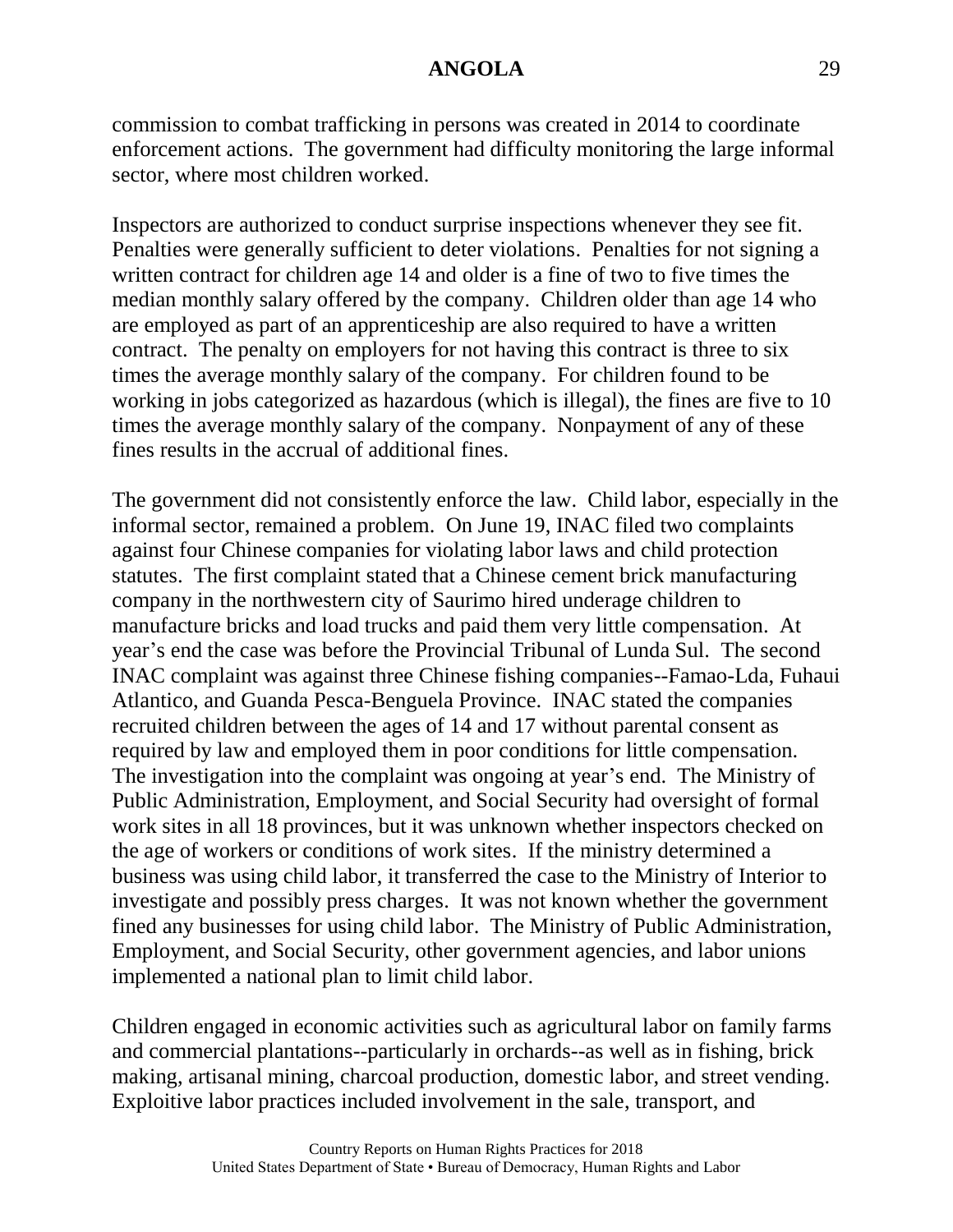commission to combat trafficking in persons was created in 2014 to coordinate enforcement actions. The government had difficulty monitoring the large informal sector, where most children worked.

Inspectors are authorized to conduct surprise inspections whenever they see fit. Penalties were generally sufficient to deter violations. Penalties for not signing a written contract for children age 14 and older is a fine of two to five times the median monthly salary offered by the company. Children older than age 14 who are employed as part of an apprenticeship are also required to have a written contract. The penalty on employers for not having this contract is three to six times the average monthly salary of the company. For children found to be working in jobs categorized as hazardous (which is illegal), the fines are five to 10 times the average monthly salary of the company. Nonpayment of any of these fines results in the accrual of additional fines.

The government did not consistently enforce the law. Child labor, especially in the informal sector, remained a problem. On June 19, INAC filed two complaints against four Chinese companies for violating labor laws and child protection statutes. The first complaint stated that a Chinese cement brick manufacturing company in the northwestern city of Saurimo hired underage children to manufacture bricks and load trucks and paid them very little compensation. At year's end the case was before the Provincial Tribunal of Lunda Sul. The second INAC complaint was against three Chinese fishing companies--Famao-Lda, Fuhaui Atlantico, and Guanda Pesca-Benguela Province. INAC stated the companies recruited children between the ages of 14 and 17 without parental consent as required by law and employed them in poor conditions for little compensation. The investigation into the complaint was ongoing at year's end. The Ministry of Public Administration, Employment, and Social Security had oversight of formal work sites in all 18 provinces, but it was unknown whether inspectors checked on the age of workers or conditions of work sites. If the ministry determined a business was using child labor, it transferred the case to the Ministry of Interior to investigate and possibly press charges. It was not known whether the government fined any businesses for using child labor. The Ministry of Public Administration, Employment, and Social Security, other government agencies, and labor unions implemented a national plan to limit child labor.

Children engaged in economic activities such as agricultural labor on family farms and commercial plantations--particularly in orchards--as well as in fishing, brick making, artisanal mining, charcoal production, domestic labor, and street vending. Exploitive labor practices included involvement in the sale, transport, and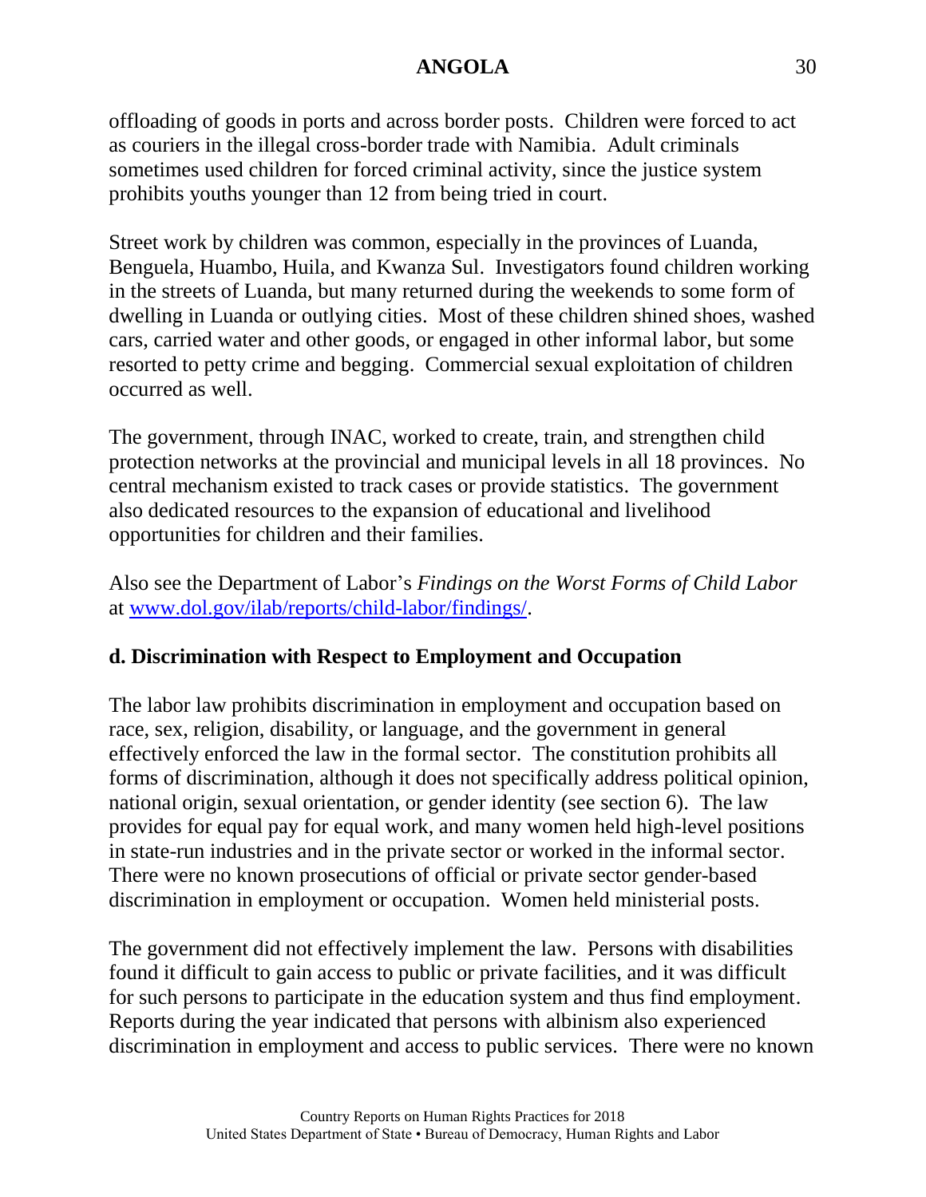offloading of goods in ports and across border posts. Children were forced to act as couriers in the illegal cross-border trade with Namibia. Adult criminals sometimes used children for forced criminal activity, since the justice system prohibits youths younger than 12 from being tried in court.

Street work by children was common, especially in the provinces of Luanda, Benguela, Huambo, Huila, and Kwanza Sul. Investigators found children working in the streets of Luanda, but many returned during the weekends to some form of dwelling in Luanda or outlying cities. Most of these children shined shoes, washed cars, carried water and other goods, or engaged in other informal labor, but some resorted to petty crime and begging. Commercial sexual exploitation of children occurred as well.

The government, through INAC, worked to create, train, and strengthen child protection networks at the provincial and municipal levels in all 18 provinces. No central mechanism existed to track cases or provide statistics. The government also dedicated resources to the expansion of educational and livelihood opportunities for children and their families.

Also see the Department of Labor's *Findings on the Worst Forms of Child Labor* at [www.dol.gov/ilab/reports/child-labor/findings/](www.dol.gov/ilab/reports/child-labor/findings/).

## d. Discrimination with Respect to Employment and Occupation

The labor law prohibits discrimination in employment and occupation based on race, sex, religion, disability, or language, and the government in general effectively enforced the law in the formal sector. The constitution prohibits all forms of discrimination, although it does not specifically address political opinion, national origin, sexual orientation, or gender identity (see section 6). The law provides for equal pay for equal work, and many women held high-level positions in state-run industries and in the private sector or worked in the informal sector. There were no known prosecutions of official or private sector gender-based discrimination in employment or occupation. Women held ministerial posts.

The government did not effectively implement the law. Persons with disabilities found it difficult to gain access to public or private facilities, and it was difficult for such persons to participate in the education system and thus find employment. Reports during the year indicated that persons with albinism also experienced discrimination in employment and access to public services. There were no known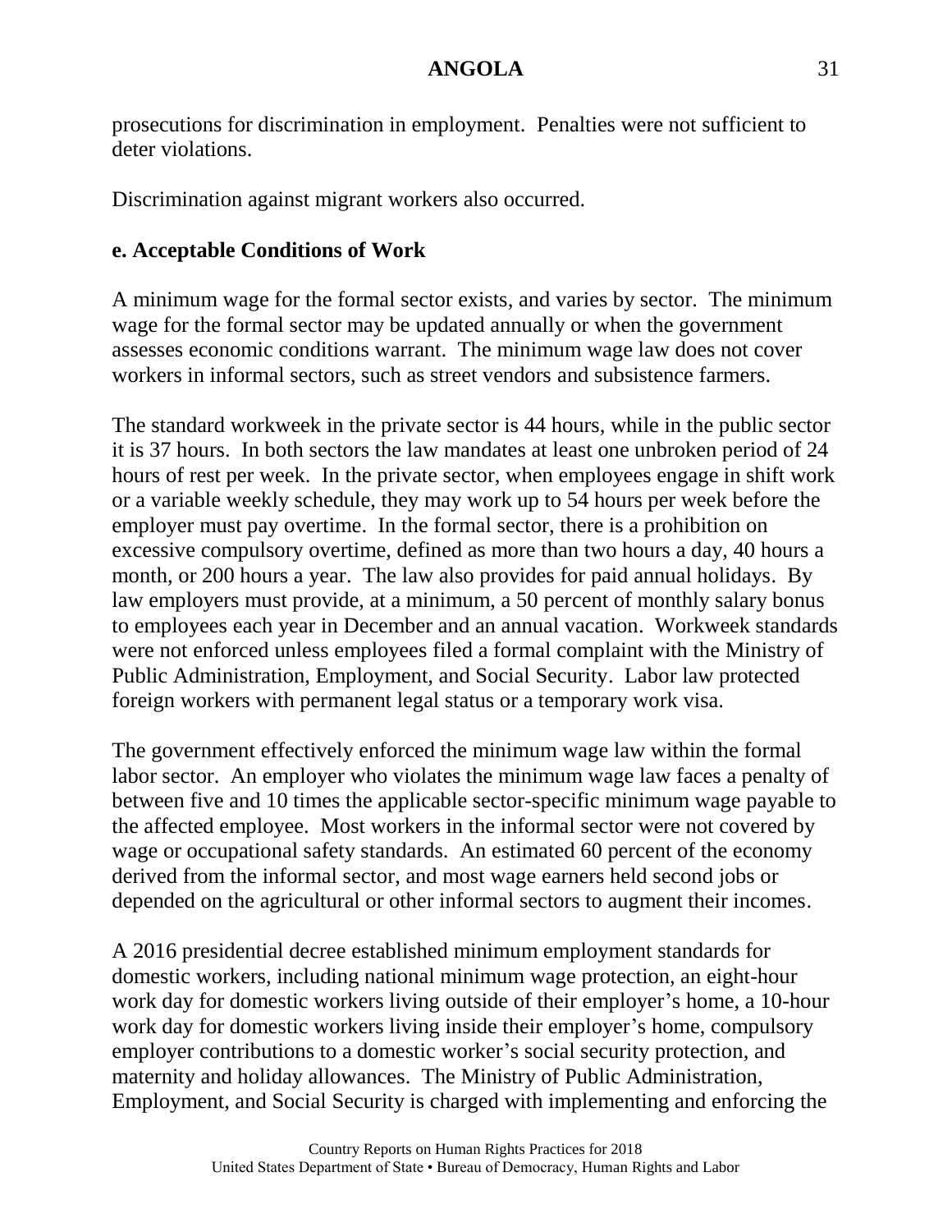prosecutions for discrimination in employment. Penalties were not sufficient to deter violations.

Discrimination against migrant workers also occurred.

**e. Acceptable Conditions of Work**

A minimum wage for the formal sector exists, and varies by sector. The minimum wage for the formal sector may be updated annually or when the government assesses economic conditions warrant. The minimum wage law does not cover workers in informal sectors, such as street vendors and subsistence farmers.

The standard workweek in the private sector is 44 hours, while in the public sector it is 37 hours. In both sectors the law mandates at least one unbroken period of 24 hours of rest per week. In the private sector, when employees engage in shift work or a variable weekly schedule, they may work up to 54 hours per week before the employer must pay overtime. In the formal sector, there is a prohibition on excessive compulsory overtime, defined as more than two hours a day, 40 hours a month, or 200 hours a year. The law also provides for paid annual holidays. By law employers must provide, at a minimum, a 50 percent of monthly salary bonus to employees each year in December and an annual vacation. Workweek standards were not enforced unless employees filed a formal complaint with the Ministry of Public Administration, Employment, and Social Security. Labor law protected foreign workers with permanent legal status or a temporary work visa.

The government effectively enforced the minimum wage law within the formal labor sector. An employer who violates the minimum wage law faces a penalty of between five and 10 times the applicable sector-specific minimum wage payable to the affected employee. Most workers in the informal sector were not covered by wage or occupational safety standards. An estimated 60 percent of the economy derived from the informal sector, and most wage earners held second jobs or depended on the agricultural or other informal sectors to augment their incomes.

A 2016 presidential decree established minimum employment standards for domestic workers, including national minimum wage protection, an eight-hour work day for domestic workers living outside of their employer's home, a 10-hour work day for domestic workers living inside their employer's home, compulsory employer contributions to a domestic worker's social security protection, and maternity and holiday allowances. The Ministry of Public Administration, Employment, and Social Security is charged with implementing and enforcing the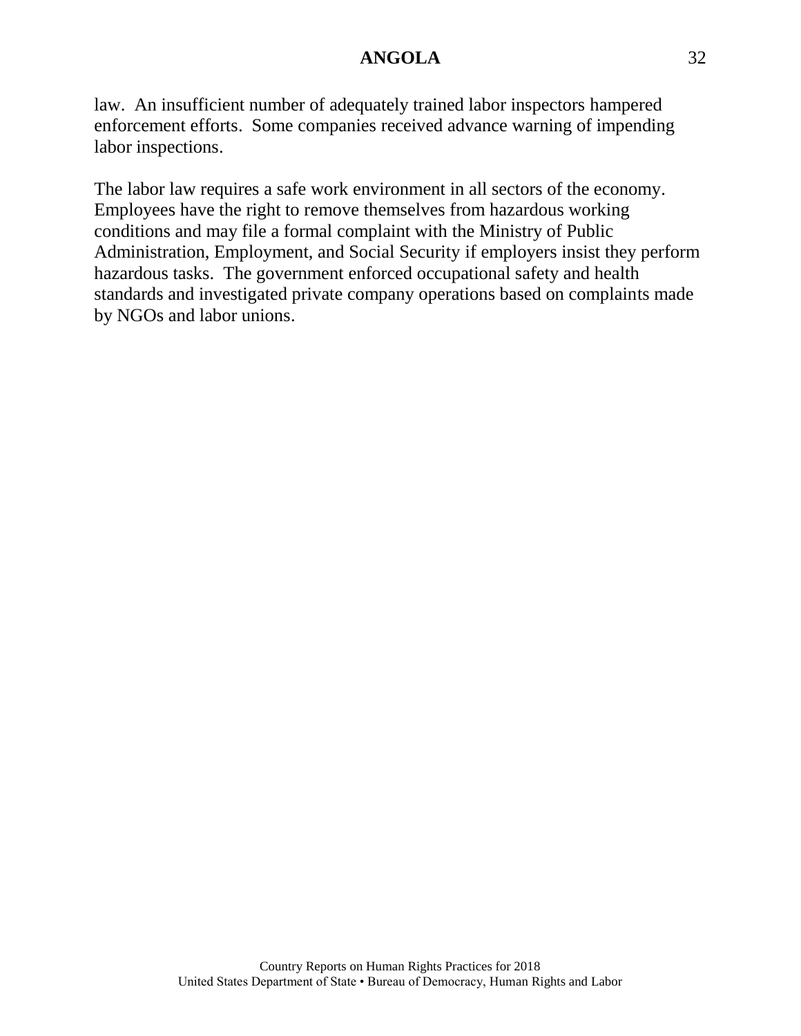law. An insufficient number of adequately trained labor inspectors hampered enforcement efforts. Some companies received advance warning of impending labor inspections.

The labor law requires a safe work environment in all sectors of the economy. Employees have the right to remove themselves from hazardous working conditions and may file a formal complaint with the Ministry of Public Administration, Employment, and Social Security if employers insist they perform hazardous tasks. The government enforced occupational safety and health standards and investigated private company operations based on complaints made by NGOs and labor unions.